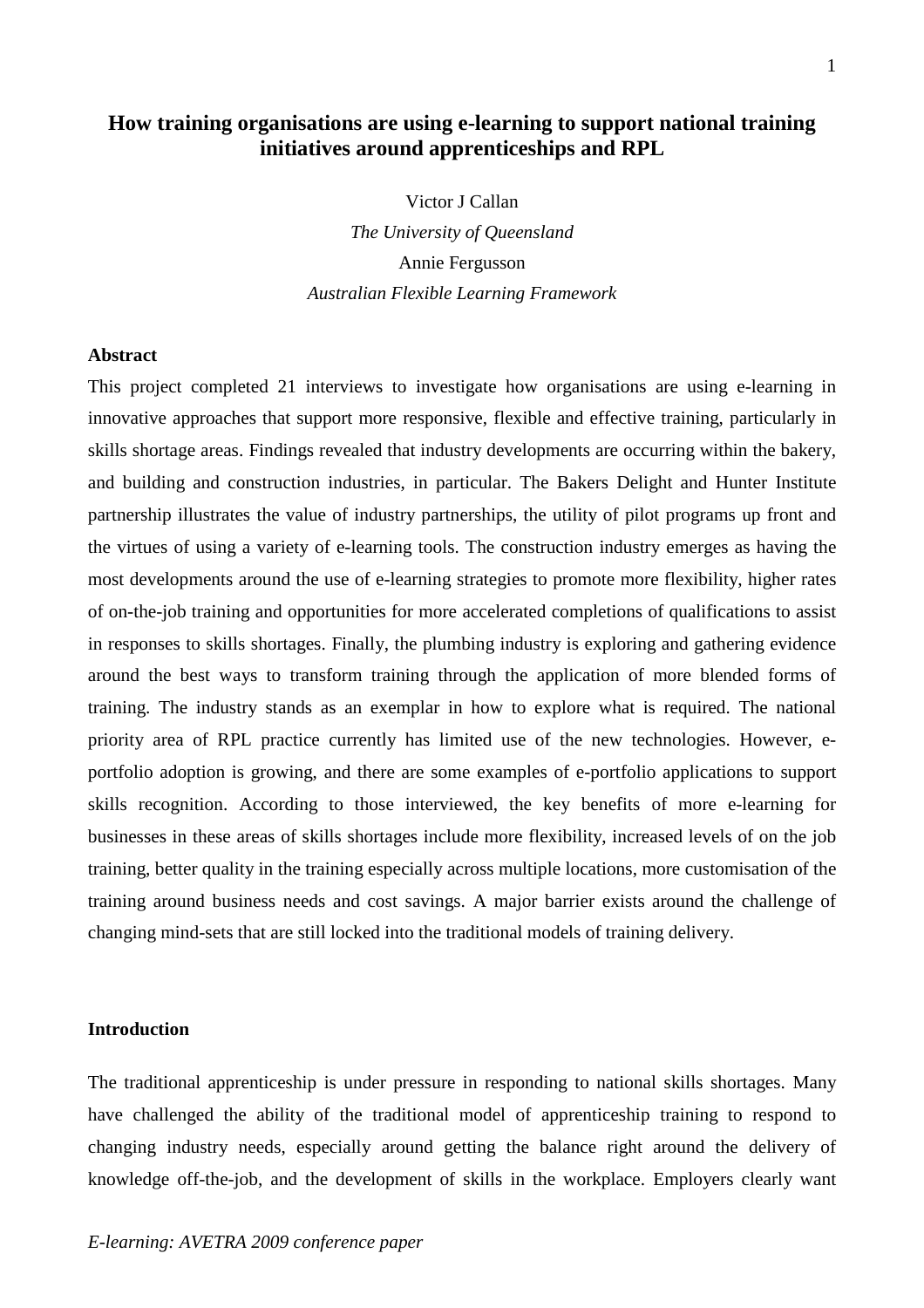# How training organisations are using e-learning to support national training initiatives around apprenticeships and RPL

Victor J Callan

*The University of Queensland*

Annie Fergusson

*Australian Flexible Learning Framework*

## Abstract

This project completed 21 interviews to investigate how organisations are using e-learning in innovative approaches that support more responsive, flexible and effective training, particularly in skills shortage areas. Findings revealed that industry developments are occurring within the bakery, and building and construction industries, in particular. The Bakers Delight and Hunter Institute partnership illustrates the value of industry partnerships, the utility of pilot programs up front and the virtues of using a variety of e-learning tools. The construction industry emerges as having the most developments around the use of e-learning strategies to promote more flexibility, higher rates of on-the-job training and opportunities for more accelerated completions of qualifications to assist in responses to skills shortages. Finally, the plumbing industry is exploring and gathering evidence around the best ways to transform training through the application of more blended forms of training. The industry stands as an exemplar in how to explore what is required. The national priority area of RPL practice currently has limited use of the new technologies. However, e-portfolio adoption is growing, and there are some examples of e-portfolio applications to support skills recognition. According to those interviewed, the key benefits of more e-learning for businesses in these areas of skills shortages include more flexibility, increased levels of on the job training, better quality in the training especially across multiple locations, more customisation of the training around business needs and cost savings. A major barrier exists around the challenge of changing mind-sets that are still locked into the traditional models of training delivery.

## Introduction

The traditional apprenticeship is under pressure in responding to national skills shortages. Many have challenged the ability of the traditional model of apprenticeship training to respond to changing industry needs, especially around getting the balance right around the delivery of knowledge off-the-job, and the development of skills in the workplace. Employers clearly want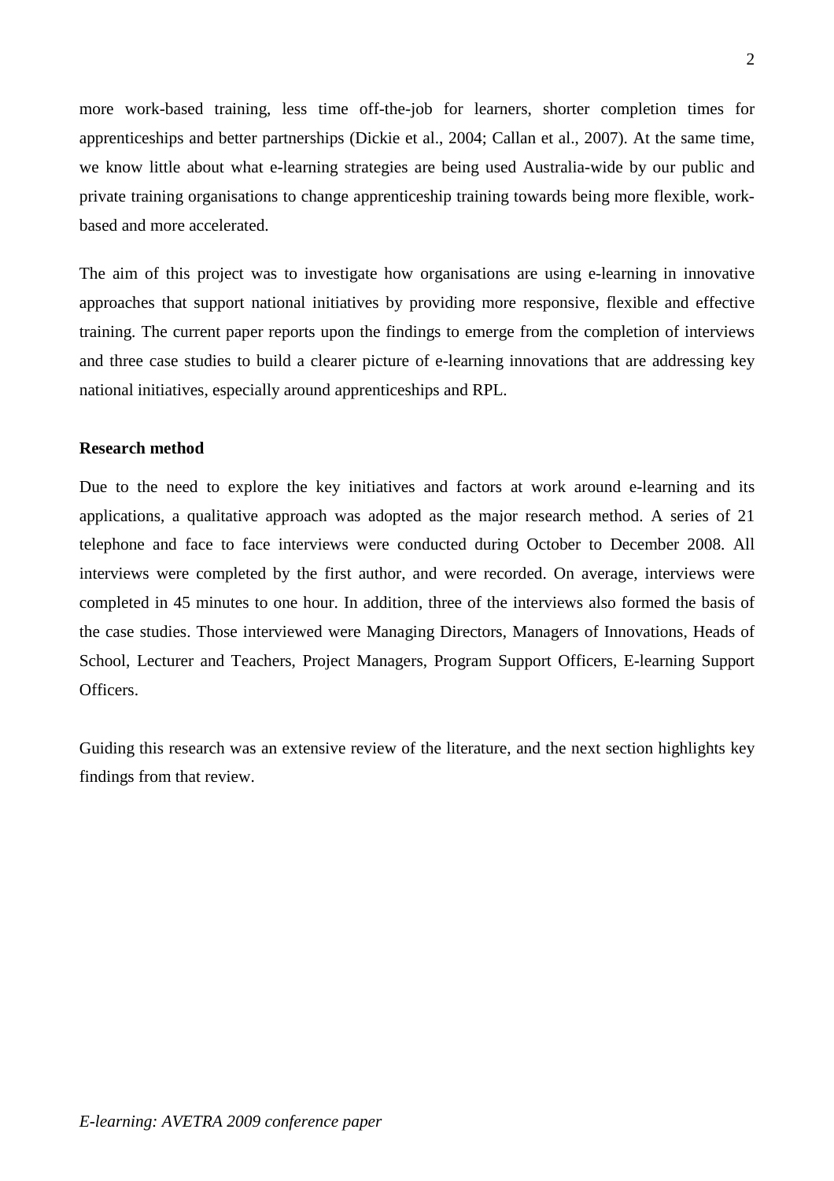more work-based training, less time off-the-job for learners, shorter completion times for apprenticeships and better partnerships (Dickie et al., 2004; Callan et al., 2007). At the same time, we know little about what e-learning strategies are being used Australia-wide by our public and private training organisations to change apprenticeship training towards being more flexible, work-based and more accelerated.

The aim of this project was to investigate how organisations are using e-learning in innovative approaches that support national initiatives by providing more responsive, flexible and effective training. The current paper reports upon the findings to emerge from the completion of interviews and three case studies to build a clearer picture of e-learning innovations that are addressing key national initiatives, especially around apprenticeships and RPL.

**Research method**

Due to the need to explore the key initiatives and factors at work around e-learning and its applications, a qualitative approach was adopted as the major research method. A series of 21 telephone and face to face interviews were conducted during October to December 2008. All interviews were completed by the first author, and were recorded. On average, interviews were completed in 45 minutes to one hour. In addition, three of the interviews also formed the basis of the case studies. Those interviewed were Managing Directors, Managers of Innovations, Heads of School, Lecturer and Teachers, Project Managers, Program Support Officers, E-learning Support Officers.

Guiding this research was an extensive review of the literature, and the next section highlights key findings from that review.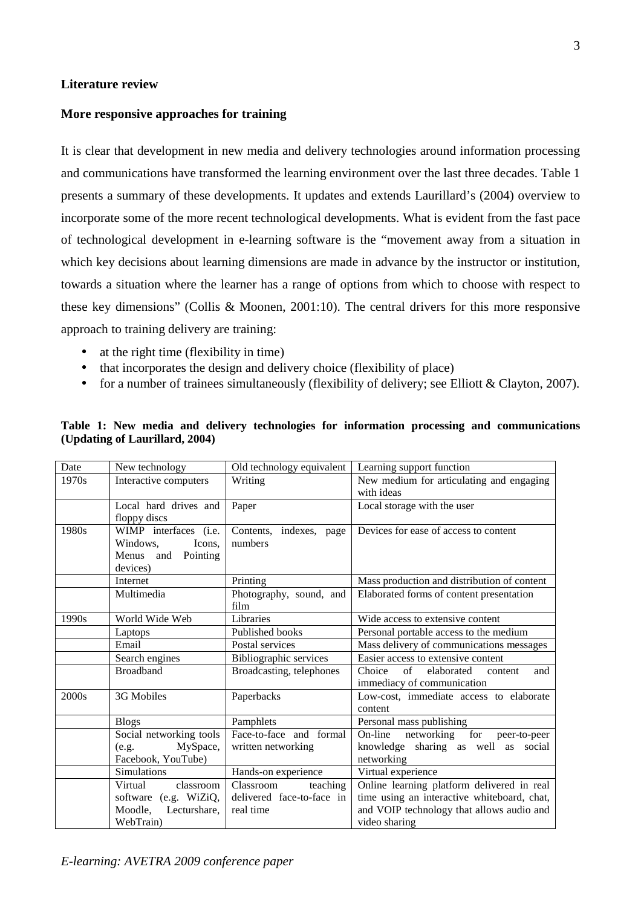## Literature review

### More responsive approaches for training

It is clear that development in new media and delivery technologies around information processing and communications have transformed the learning environment over the last three decades. Table 1 presents a summary of these developments. It updates and extends Laurillard's (2004) overview to incorporate some of the more recent technological developments. What is evident from the fast pace of technological development in e-learning software is the "movement away from a situation in which key decisions about learning dimensions are made in advance by the instructor or institution, towards a situation where the learner has a range of options from which to choose with respect to these key dimensions" (Collis & Moonen, 2001:10). The central drivers for this more responsive approach to training delivery are training:

- at the right time (flexibility in time)
- that incorporates the design and delivery choice (flexibility of place)
- for a number of trainees simultaneously (flexibility of delivery; see Elliott & Clayton, 2007).

**Table 1: New media and delivery technologies for information processing and communications (Updating of Laurillard, 2004)**

| Date | New technology | Old technology equivalent | Learning support function |
|---|---|---|---|
| 1970s | Interactive computers | Writing | New medium for articulating and engaging with ideas |
| | Local hard drives and floppy discs | Paper | Local storage with the user |
| 1980s | WIMP interfaces (i.e. Windows, Icons, Menus and Pointing devices) | Contents, indexes, page numbers | Devices for ease of access to content |
| | Internet | Printing | Mass production and distribution of content |
| | Multimedia | Photography, sound, and film | Elaborated forms of content presentation |
| 1990s | World Wide Web | Libraries | Wide access to extensive content |
| | Laptops | Published books | Personal portable access to the medium |
| | Email | Postal services | Mass delivery of communications messages |
| | Search engines | Bibliographic services | Easier access to extensive content |
| | Broadband | Broadcasting, telephones | Choice of elaborated content and immediacy of communication |
| 2000s | 3G Mobiles | Paperbacks | Low-cost, immediate access to elaborate content |
| | Blogs | Pamphlets | Personal mass publishing |
| | Social networking tools (e.g. MySpace, Facebook, YouTube) | Face-to-face and formal written networking | On-line networking for peer-to-peer knowledge sharing as well as social networking |
| | Simulations | Hands-on experience | Virtual experience |
| | Virtual classroom software (e.g. WiZiQ, Moodle, Lecturshare, WebTrain) | Classroom teaching delivered face-to-face in real time | Online learning platform delivered in real time using an interactive whiteboard, chat, and VOIP technology that allows audio and video sharing |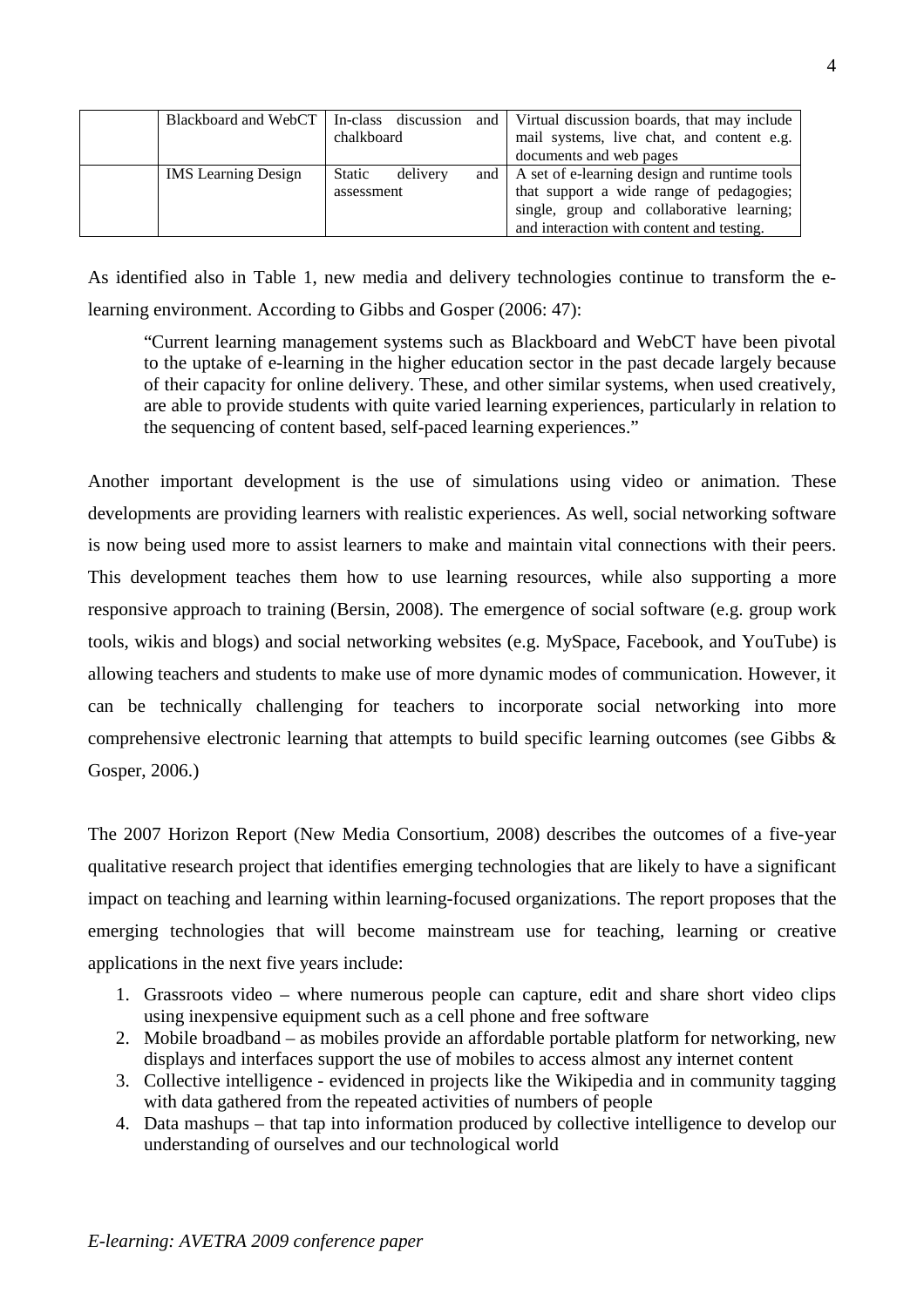|  | Blackboard and WebCT | In-class discussion and chalkboard | Virtual discussion boards, that may include mail systems, live chat, and content e.g. documents and web pages |
| --- | --- | --- | --- |
|  | IMS Learning Design | Static delivery and assessment | A set of e-learning design and runtime tools that support a wide range of pedagogies; single, group and collaborative learning; and interaction with content and testing. |

As identified also in Table 1, new media and delivery technologies continue to transform the e-learning environment. According to Gibbs and Gosper (2006: 47):

> "Current learning management systems such as Blackboard and WebCT have been pivotal to the uptake of e-learning in the higher education sector in the past decade largely because of their capacity for online delivery. These, and other similar systems, when used creatively, are able to provide students with quite varied learning experiences, particularly in relation to the sequencing of content based, self-paced learning experiences."

Another important development is the use of simulations using video or animation. These developments are providing learners with realistic experiences. As well, social networking software is now being used more to assist learners to make and maintain vital connections with their peers. This development teaches them how to use learning resources, while also supporting a more responsive approach to training (Bersin, 2008). The emergence of social software (e.g. group work tools, wikis and blogs) and social networking websites (e.g. MySpace, Facebook, and YouTube) is allowing teachers and students to make use of more dynamic modes of communication. However, it can be technically challenging for teachers to incorporate social networking into more comprehensive electronic learning that attempts to build specific learning outcomes (see Gibbs & Gosper, 2006.)

The 2007 Horizon Report (New Media Consortium, 2008) describes the outcomes of a five-year qualitative research project that identifies emerging technologies that are likely to have a significant impact on teaching and learning within learning-focused organizations. The report proposes that the emerging technologies that will become mainstream use for teaching, learning or creative applications in the next five years include:

1. Grassroots video – where numerous people can capture, edit and share short video clips using inexpensive equipment such as a cell phone and free software
2. Mobile broadband – as mobiles provide an affordable portable platform for networking, new displays and interfaces support the use of mobiles to access almost any internet content
3. Collective intelligence - evidenced in projects like the Wikipedia and in community tagging with data gathered from the repeated activities of numbers of people
4. Data mashups – that tap into information produced by collective intelligence to develop our understanding of ourselves and our technological world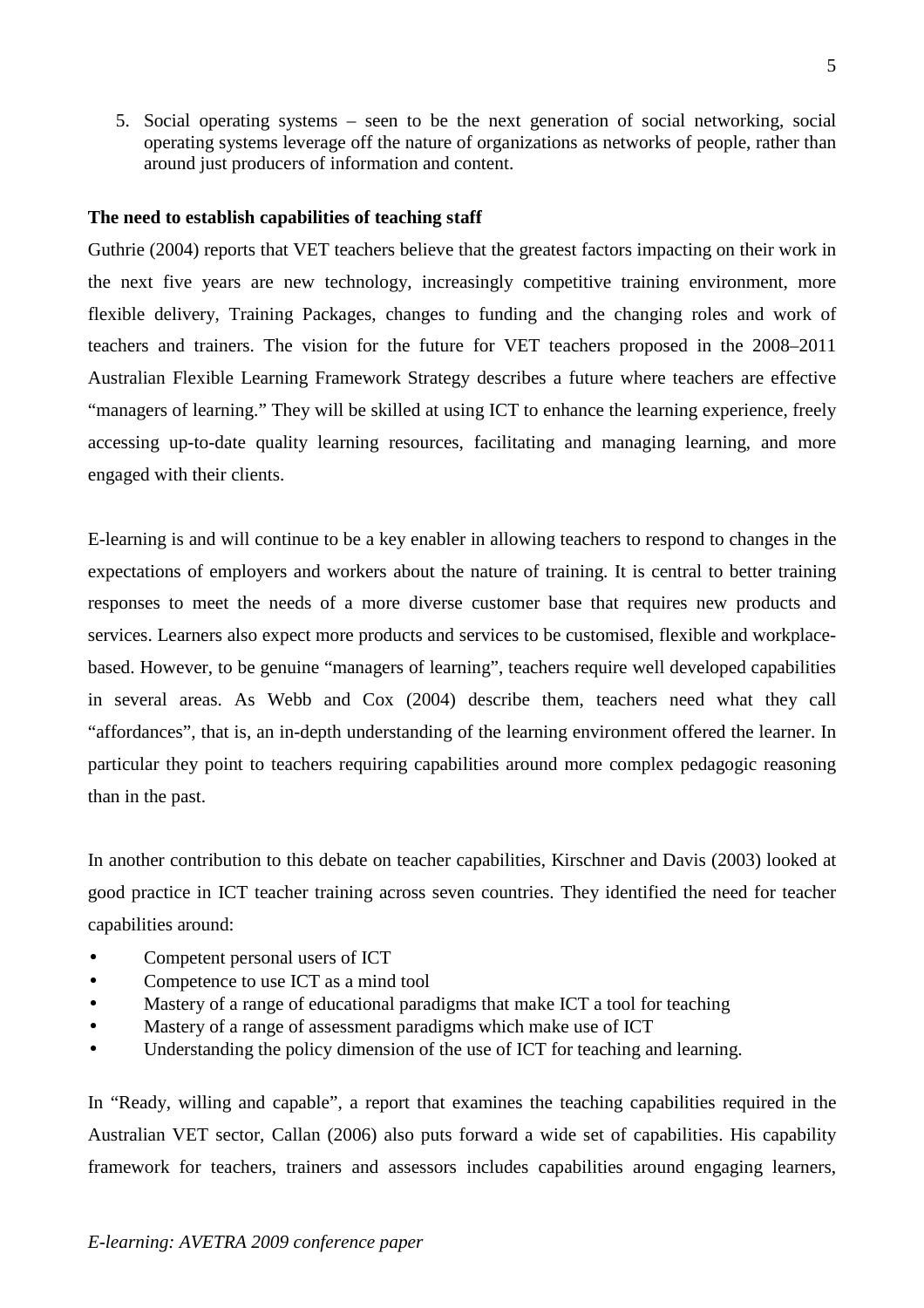5. Social operating systems – seen to be the next generation of social networking, social operating systems leverage off the nature of organizations as networks of people, rather than around just producers of information and content.

**The need to establish capabilities of teaching staff**

Guthrie (2004) reports that VET teachers believe that the greatest factors impacting on their work in the next five years are new technology, increasingly competitive training environment, more flexible delivery, Training Packages, changes to funding and the changing roles and work of teachers and trainers. The vision for the future for VET teachers proposed in the 2008–2011 Australian Flexible Learning Framework Strategy describes a future where teachers are effective "managers of learning." They will be skilled at using ICT to enhance the learning experience, freely accessing up-to-date quality learning resources, facilitating and managing learning, and more engaged with their clients.

E-learning is and will continue to be a key enabler in allowing teachers to respond to changes in the expectations of employers and workers about the nature of training. It is central to better training responses to meet the needs of a more diverse customer base that requires new products and services. Learners also expect more products and services to be customised, flexible and workplace-based. However, to be genuine "managers of learning", teachers require well developed capabilities in several areas. As Webb and Cox (2004) describe them, teachers need what they call "affordances", that is, an in-depth understanding of the learning environment offered the learner. In particular they point to teachers requiring capabilities around more complex pedagogic reasoning than in the past.

In another contribution to this debate on teacher capabilities, Kirschner and Davis (2003) looked at good practice in ICT teacher training across seven countries. They identified the need for teacher capabilities around:

- Competent personal users of ICT
- Competence to use ICT as a mind tool
- Mastery of a range of educational paradigms that make ICT a tool for teaching
- Mastery of a range of assessment paradigms which make use of ICT
- Understanding the policy dimension of the use of ICT for teaching and learning.

In "Ready, willing and capable", a report that examines the teaching capabilities required in the Australian VET sector, Callan (2006) also puts forward a wide set of capabilities. His capability framework for teachers, trainers and assessors includes capabilities around engaging learners,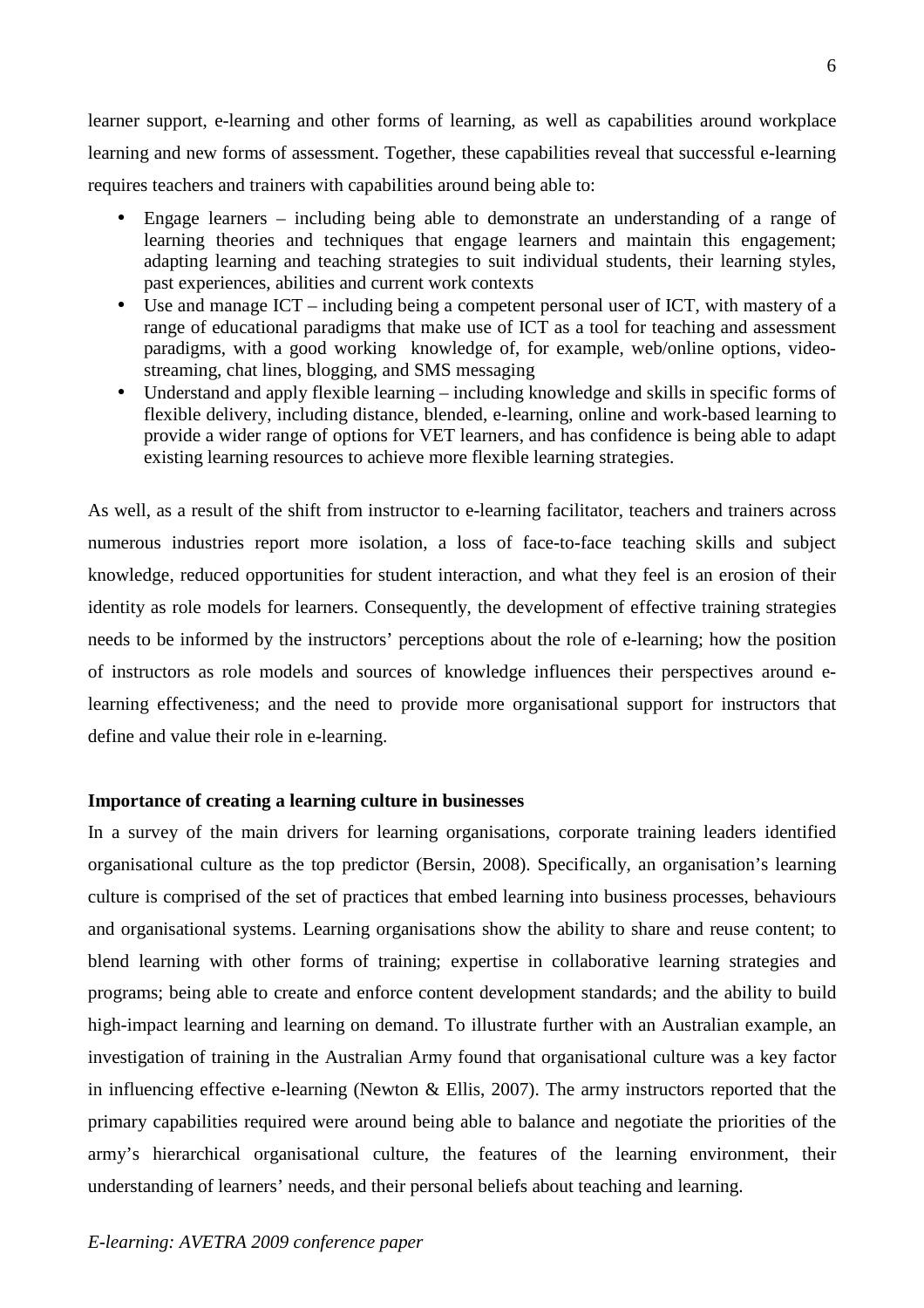learner support, e-learning and other forms of learning, as well as capabilities around workplace learning and new forms of assessment. Together, these capabilities reveal that successful e-learning requires teachers and trainers with capabilities around being able to:

- Engage learners – including being able to demonstrate an understanding of a range of learning theories and techniques that engage learners and maintain this engagement; adapting learning and teaching strategies to suit individual students, their learning styles, past experiences, abilities and current work contexts
- Use and manage ICT – including being a competent personal user of ICT, with mastery of a range of educational paradigms that make use of ICT as a tool for teaching and assessment paradigms, with a good working knowledge of, for example, web/online options, video-streaming, chat lines, blogging, and SMS messaging
- Understand and apply flexible learning – including knowledge and skills in specific forms of flexible delivery, including distance, blended, e-learning, online and work-based learning to provide a wider range of options for VET learners, and has confidence is being able to adapt existing learning resources to achieve more flexible learning strategies.

As well, as a result of the shift from instructor to e-learning facilitator, teachers and trainers across numerous industries report more isolation, a loss of face-to-face teaching skills and subject knowledge, reduced opportunities for student interaction, and what they feel is an erosion of their identity as role models for learners. Consequently, the development of effective training strategies needs to be informed by the instructors' perceptions about the role of e-learning; how the position of instructors as role models and sources of knowledge influences their perspectives around e-learning effectiveness; and the need to provide more organisational support for instructors that define and value their role in e-learning.

**Importance of creating a learning culture in businesses**

In a survey of the main drivers for learning organisations, corporate training leaders identified organisational culture as the top predictor (Bersin, 2008). Specifically, an organisation's learning culture is comprised of the set of practices that embed learning into business processes, behaviours and organisational systems. Learning organisations show the ability to share and reuse content; to blend learning with other forms of training; expertise in collaborative learning strategies and programs; being able to create and enforce content development standards; and the ability to build high-impact learning and learning on demand. To illustrate further with an Australian example, an investigation of training in the Australian Army found that organisational culture was a key factor in influencing effective e-learning (Newton & Ellis, 2007). The army instructors reported that the primary capabilities required were around being able to balance and negotiate the priorities of the army's hierarchical organisational culture, the features of the learning environment, their understanding of learners' needs, and their personal beliefs about teaching and learning.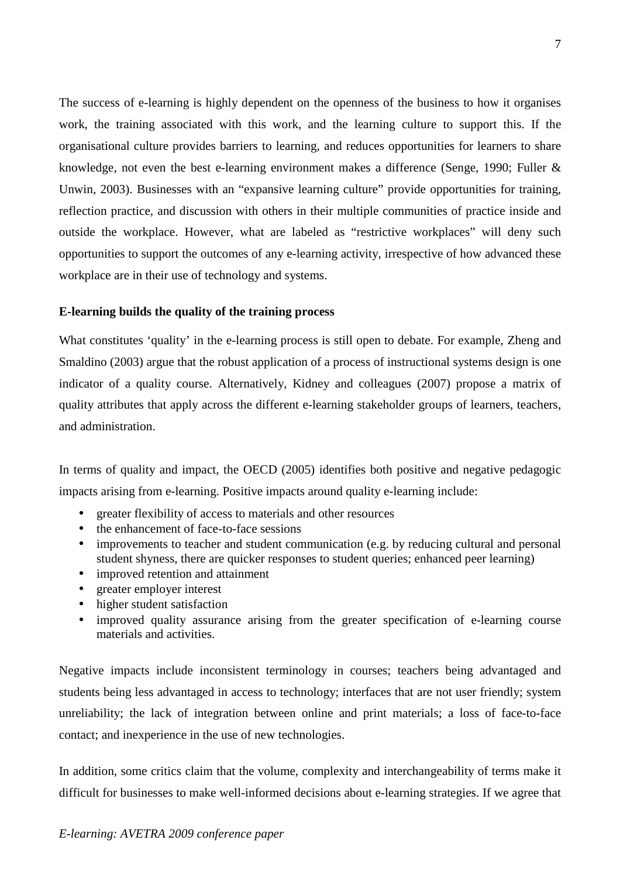The success of e-learning is highly dependent on the openness of the business to how it organises work, the training associated with this work, and the learning culture to support this. If the organisational culture provides barriers to learning, and reduces opportunities for learners to share knowledge, not even the best e-learning environment makes a difference (Senge, 1990; Fuller & Unwin, 2003). Businesses with an "expansive learning culture" provide opportunities for training, reflection practice, and discussion with others in their multiple communities of practice inside and outside the workplace. However, what are labeled as "restrictive workplaces" will deny such opportunities to support the outcomes of any e-learning activity, irrespective of how advanced these workplace are in their use of technology and systems.

**E-learning builds the quality of the training process**

What constitutes 'quality' in the e-learning process is still open to debate. For example, Zheng and Smaldino (2003) argue that the robust application of a process of instructional systems design is one indicator of a quality course. Alternatively, Kidney and colleagues (2007) propose a matrix of quality attributes that apply across the different e-learning stakeholder groups of learners, teachers, and administration.

In terms of quality and impact, the OECD (2005) identifies both positive and negative pedagogic impacts arising from e-learning. Positive impacts around quality e-learning include:

- greater flexibility of access to materials and other resources
- the enhancement of face-to-face sessions
- improvements to teacher and student communication (e.g. by reducing cultural and personal student shyness, there are quicker responses to student queries; enhanced peer learning)
- improved retention and attainment
- greater employer interest
- higher student satisfaction
- improved quality assurance arising from the greater specification of e-learning course materials and activities.

Negative impacts include inconsistent terminology in courses; teachers being advantaged and students being less advantaged in access to technology; interfaces that are not user friendly; system unreliability; the lack of integration between online and print materials; a loss of face-to-face contact; and inexperience in the use of new technologies.

In addition, some critics claim that the volume, complexity and interchangeability of terms make it difficult for businesses to make well-informed decisions about e-learning strategies. If we agree that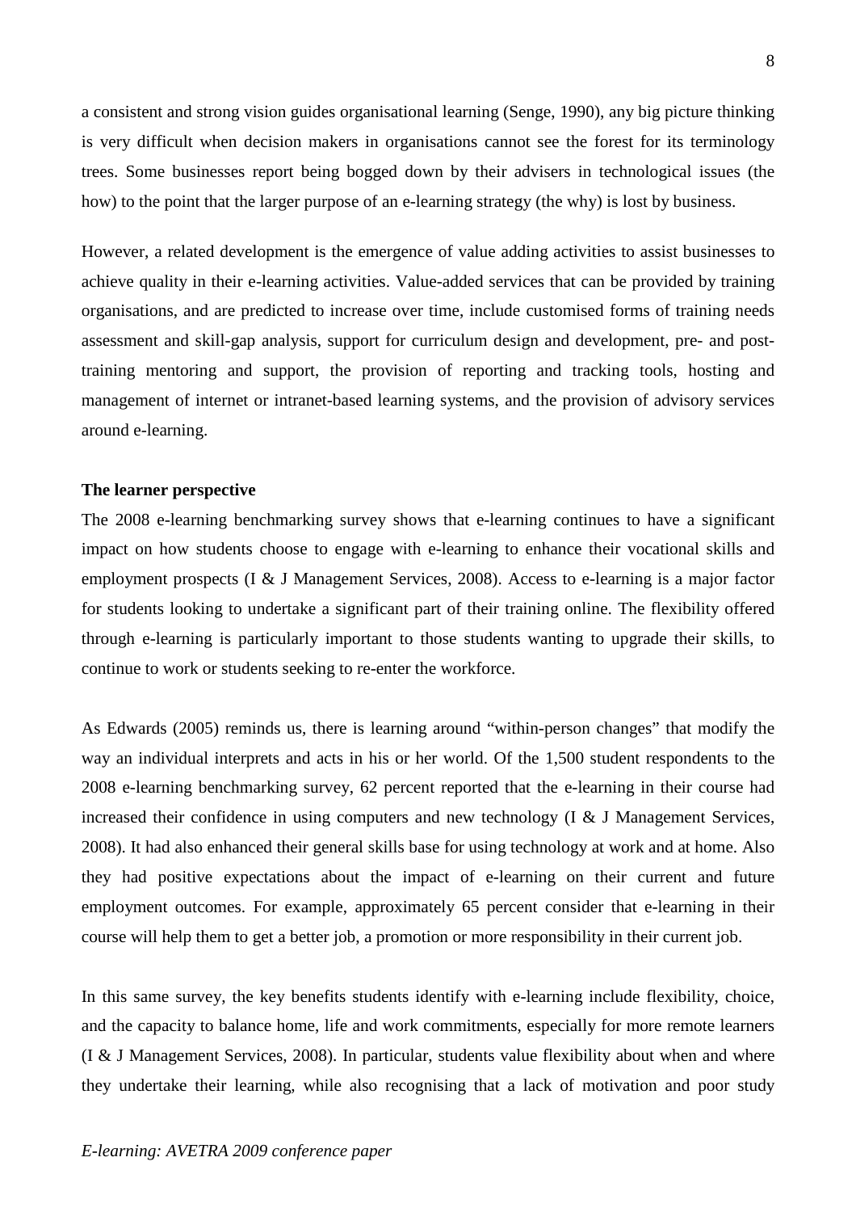a consistent and strong vision guides organisational learning (Senge, 1990), any big picture thinking is very difficult when decision makers in organisations cannot see the forest for its terminology trees. Some businesses report being bogged down by their advisers in technological issues (the how) to the point that the larger purpose of an e-learning strategy (the why) is lost by business.

However, a related development is the emergence of value adding activities to assist businesses to achieve quality in their e-learning activities. Value-added services that can be provided by training organisations, and are predicted to increase over time, include customised forms of training needs assessment and skill-gap analysis, support for curriculum design and development, pre- and post-training mentoring and support, the provision of reporting and tracking tools, hosting and management of internet or intranet-based learning systems, and the provision of advisory services around e-learning.

**The learner perspective**

The 2008 e-learning benchmarking survey shows that e-learning continues to have a significant impact on how students choose to engage with e-learning to enhance their vocational skills and employment prospects (I & J Management Services, 2008). Access to e-learning is a major factor for students looking to undertake a significant part of their training online. The flexibility offered through e-learning is particularly important to those students wanting to upgrade their skills, to continue to work or students seeking to re-enter the workforce.

As Edwards (2005) reminds us, there is learning around "within-person changes" that modify the way an individual interprets and acts in his or her world. Of the 1,500 student respondents to the 2008 e-learning benchmarking survey, 62 percent reported that the e-learning in their course had increased their confidence in using computers and new technology (I & J Management Services, 2008). It had also enhanced their general skills base for using technology at work and at home. Also they had positive expectations about the impact of e-learning on their current and future employment outcomes. For example, approximately 65 percent consider that e-learning in their course will help them to get a better job, a promotion or more responsibility in their current job.

In this same survey, the key benefits students identify with e-learning include flexibility, choice, and the capacity to balance home, life and work commitments, especially for more remote learners (I & J Management Services, 2008). In particular, students value flexibility about when and where they undertake their learning, while also recognising that a lack of motivation and poor study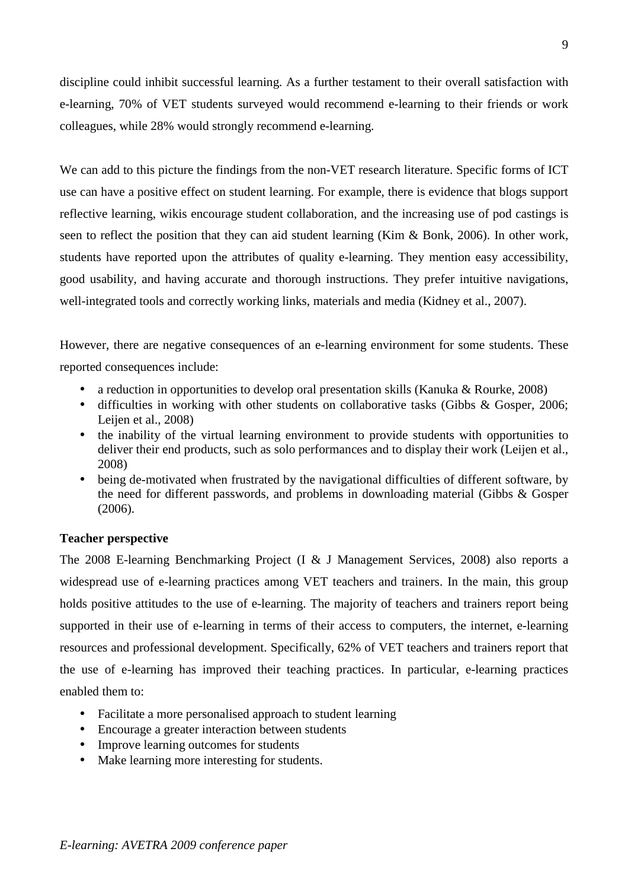discipline could inhibit successful learning. As a further testament to their overall satisfaction with e-learning, 70% of VET students surveyed would recommend e-learning to their friends or work colleagues, while 28% would strongly recommend e-learning.

We can add to this picture the findings from the non-VET research literature. Specific forms of ICT use can have a positive effect on student learning. For example, there is evidence that blogs support reflective learning, wikis encourage student collaboration, and the increasing use of pod castings is seen to reflect the position that they can aid student learning (Kim & Bonk, 2006). In other work, students have reported upon the attributes of quality e-learning. They mention easy accessibility, good usability, and having accurate and thorough instructions. They prefer intuitive navigations, well-integrated tools and correctly working links, materials and media (Kidney et al., 2007).

However, there are negative consequences of an e-learning environment for some students. These reported consequences include:

- a reduction in opportunities to develop oral presentation skills (Kanuka & Rourke, 2008)
- difficulties in working with other students on collaborative tasks (Gibbs & Gosper, 2006; Leijen et al., 2008)
- the inability of the virtual learning environment to provide students with opportunities to deliver their end products, such as solo performances and to display their work (Leijen et al., 2008)
- being de-motivated when frustrated by the navigational difficulties of different software, by the need for different passwords, and problems in downloading material (Gibbs & Gosper (2006).

**Teacher perspective**

The 2008 E-learning Benchmarking Project (I & J Management Services, 2008) also reports a widespread use of e-learning practices among VET teachers and trainers. In the main, this group holds positive attitudes to the use of e-learning. The majority of teachers and trainers report being supported in their use of e-learning in terms of their access to computers, the internet, e-learning resources and professional development. Specifically, 62% of VET teachers and trainers report that the use of e-learning has improved their teaching practices. In particular, e-learning practices enabled them to:

- Facilitate a more personalised approach to student learning
- Encourage a greater interaction between students
- Improve learning outcomes for students
- Make learning more interesting for students.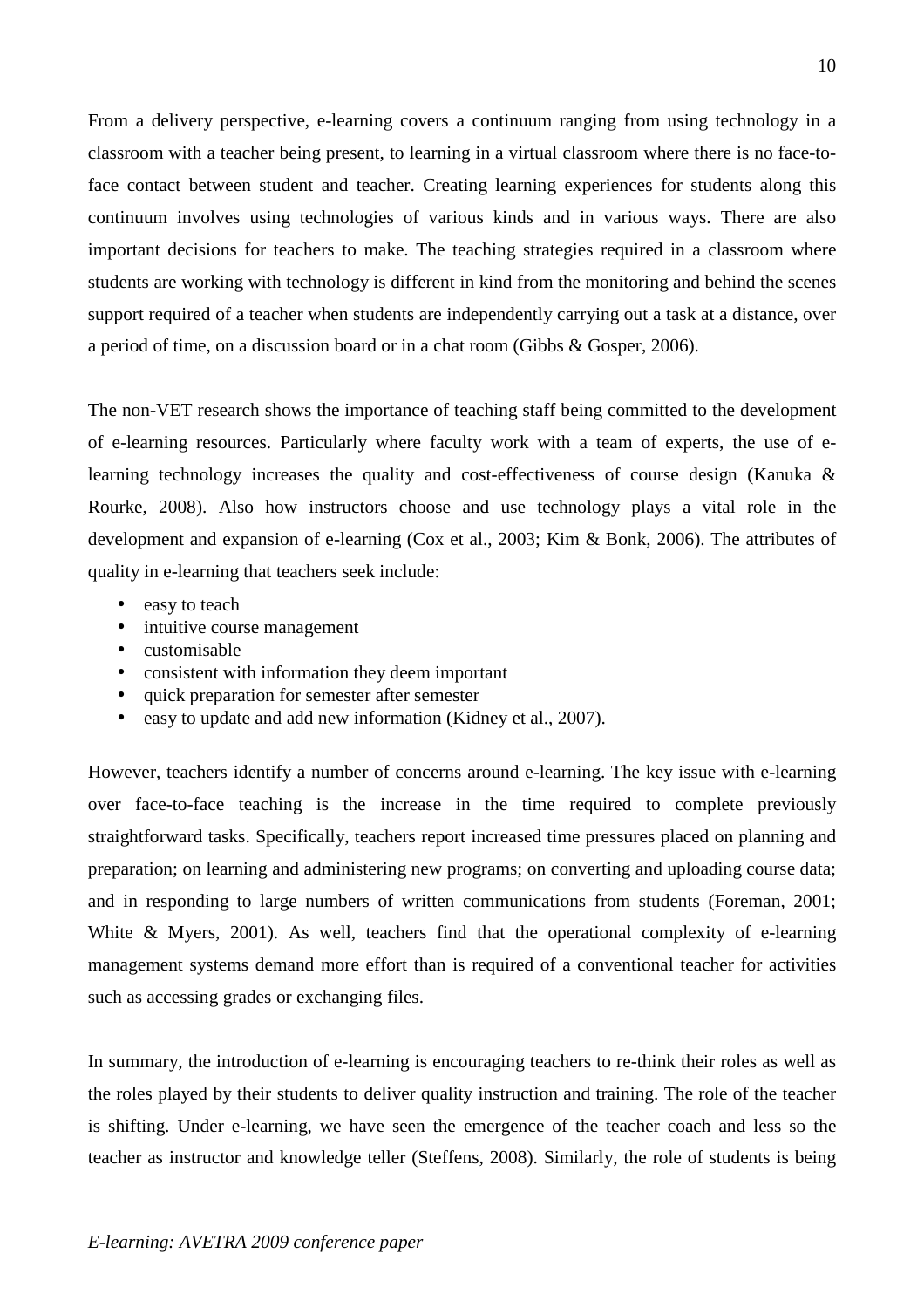From a delivery perspective, e-learning covers a continuum ranging from using technology in a classroom with a teacher being present, to learning in a virtual classroom where there is no face-to-face contact between student and teacher. Creating learning experiences for students along this continuum involves using technologies of various kinds and in various ways. There are also important decisions for teachers to make. The teaching strategies required in a classroom where students are working with technology is different in kind from the monitoring and behind the scenes support required of a teacher when students are independently carrying out a task at a distance, over a period of time, on a discussion board or in a chat room (Gibbs & Gosper, 2006).

The non-VET research shows the importance of teaching staff being committed to the development of e-learning resources. Particularly where faculty work with a team of experts, the use of e-learning technology increases the quality and cost-effectiveness of course design (Kanuka & Rourke, 2008). Also how instructors choose and use technology plays a vital role in the development and expansion of e-learning (Cox et al., 2003; Kim & Bonk, 2006). The attributes of quality in e-learning that teachers seek include:

- easy to teach
- intuitive course management
- customisable
- consistent with information they deem important
- quick preparation for semester after semester
- easy to update and add new information (Kidney et al., 2007).

However, teachers identify a number of concerns around e-learning. The key issue with e-learning over face-to-face teaching is the increase in the time required to complete previously straightforward tasks. Specifically, teachers report increased time pressures placed on planning and preparation; on learning and administering new programs; on converting and uploading course data; and in responding to large numbers of written communications from students (Foreman, 2001; White & Myers, 2001). As well, teachers find that the operational complexity of e-learning management systems demand more effort than is required of a conventional teacher for activities such as accessing grades or exchanging files.

In summary, the introduction of e-learning is encouraging teachers to re-think their roles as well as the roles played by their students to deliver quality instruction and training. The role of the teacher is shifting. Under e-learning, we have seen the emergence of the teacher coach and less so the teacher as instructor and knowledge teller (Steffens, 2008). Similarly, the role of students is being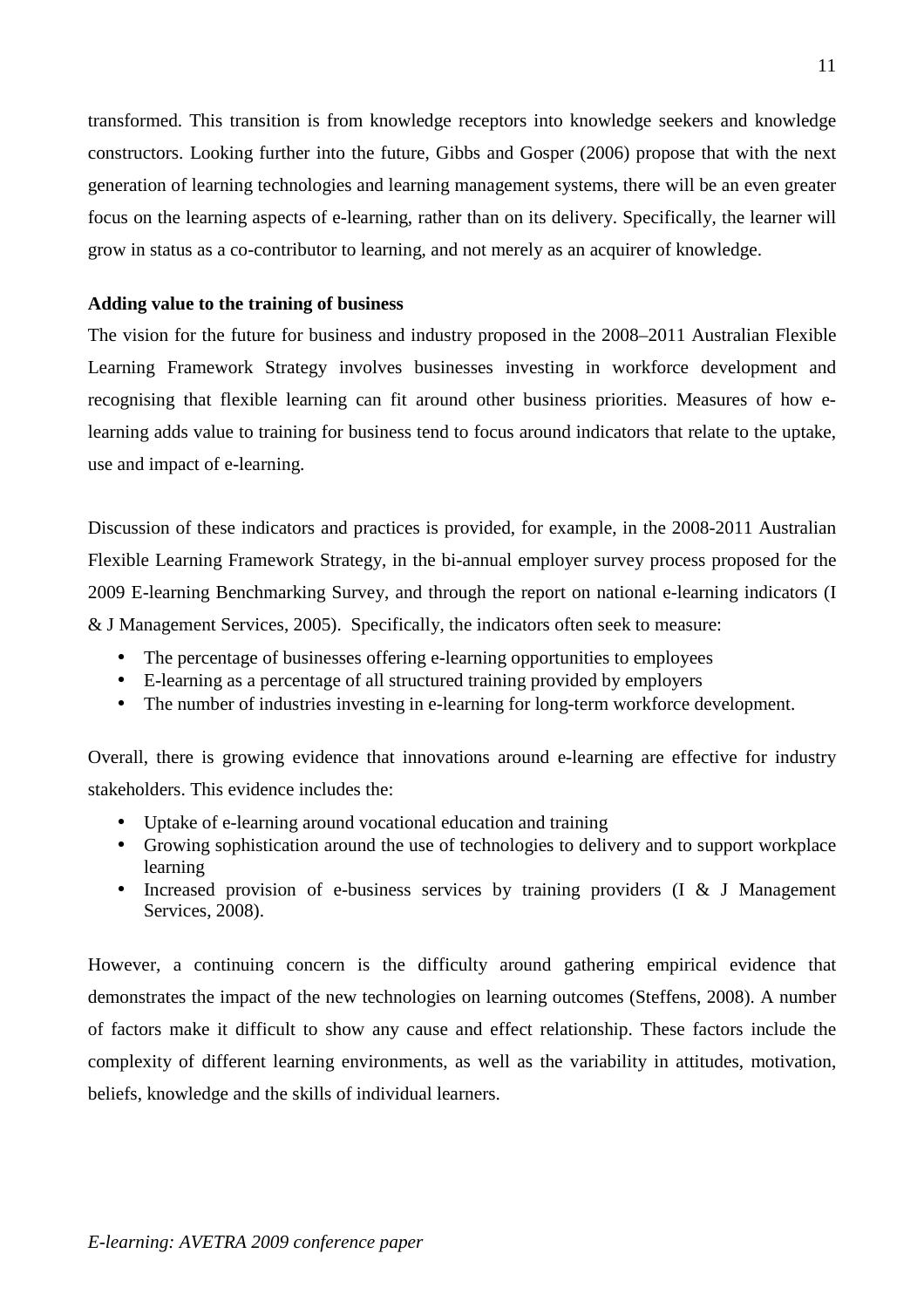transformed. This transition is from knowledge receptors into knowledge seekers and knowledge constructors. Looking further into the future, Gibbs and Gosper (2006) propose that with the next generation of learning technologies and learning management systems, there will be an even greater focus on the learning aspects of e-learning, rather than on its delivery. Specifically, the learner will grow in status as a co-contributor to learning, and not merely as an acquirer of knowledge.

**Adding value to the training of business**

The vision for the future for business and industry proposed in the 2008–2011 Australian Flexible Learning Framework Strategy involves businesses investing in workforce development and recognising that flexible learning can fit around other business priorities. Measures of how e-learning adds value to training for business tend to focus around indicators that relate to the uptake, use and impact of e-learning.

Discussion of these indicators and practices is provided, for example, in the 2008-2011 Australian Flexible Learning Framework Strategy, in the bi-annual employer survey process proposed for the 2009 E-learning Benchmarking Survey, and through the report on national e-learning indicators (I & J Management Services, 2005). Specifically, the indicators often seek to measure:

- The percentage of businesses offering e-learning opportunities to employees
- E-learning as a percentage of all structured training provided by employers
- The number of industries investing in e-learning for long-term workforce development.

Overall, there is growing evidence that innovations around e-learning are effective for industry stakeholders. This evidence includes the:

- Uptake of e-learning around vocational education and training
- Growing sophistication around the use of technologies to delivery and to support workplace learning
- Increased provision of e-business services by training providers (I & J Management Services, 2008).

However, a continuing concern is the difficulty around gathering empirical evidence that demonstrates the impact of the new technologies on learning outcomes (Steffens, 2008). A number of factors make it difficult to show any cause and effect relationship. These factors include the complexity of different learning environments, as well as the variability in attitudes, motivation, beliefs, knowledge and the skills of individual learners.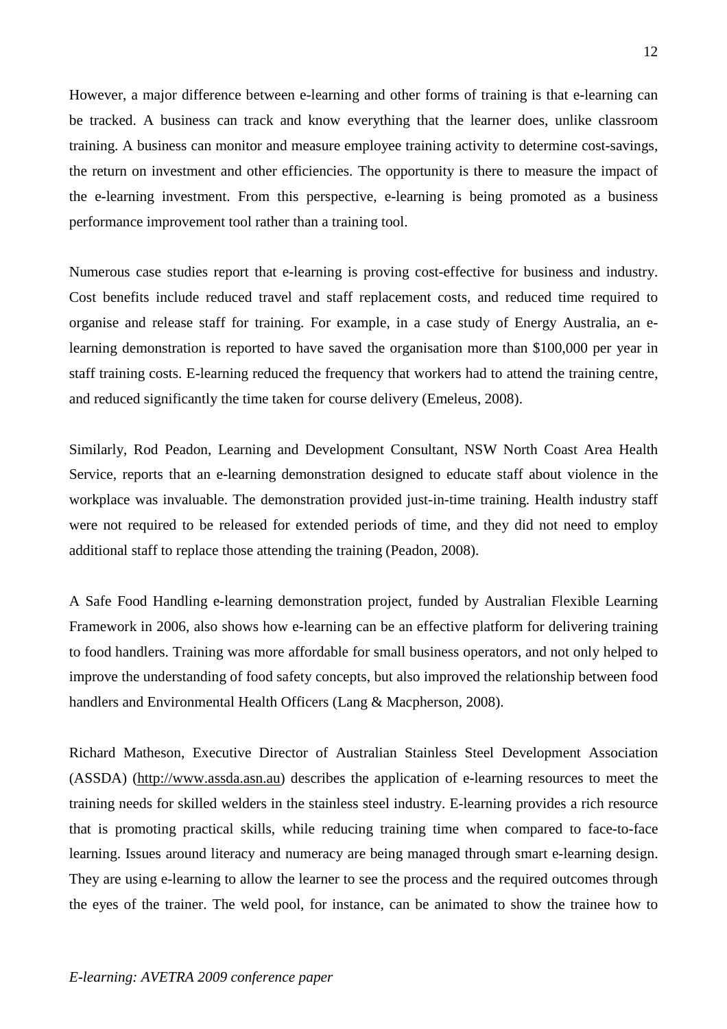However, a major difference between e-learning and other forms of training is that e-learning can be tracked. A business can track and know everything that the learner does, unlike classroom training. A business can monitor and measure employee training activity to determine cost-savings, the return on investment and other efficiencies. The opportunity is there to measure the impact of the e-learning investment. From this perspective, e-learning is being promoted as a business performance improvement tool rather than a training tool.

Numerous case studies report that e-learning is proving cost-effective for business and industry. Cost benefits include reduced travel and staff replacement costs, and reduced time required to organise and release staff for training. For example, in a case study of Energy Australia, an e-learning demonstration is reported to have saved the organisation more than $100,000 per year in staff training costs. E-learning reduced the frequency that workers had to attend the training centre, and reduced significantly the time taken for course delivery (Emeleus, 2008).

Similarly, Rod Peadon, Learning and Development Consultant, NSW North Coast Area Health Service, reports that an e-learning demonstration designed to educate staff about violence in the workplace was invaluable. The demonstration provided just-in-time training. Health industry staff were not required to be released for extended periods of time, and they did not need to employ additional staff to replace those attending the training (Peadon, 2008).

A Safe Food Handling e-learning demonstration project, funded by Australian Flexible Learning Framework in 2006, also shows how e-learning can be an effective platform for delivering training to food handlers. Training was more affordable for small business operators, and not only helped to improve the understanding of food safety concepts, but also improved the relationship between food handlers and Environmental Health Officers (Lang & Macpherson, 2008).

Richard Matheson, Executive Director of Australian Stainless Steel Development Association (ASSDA) (http://www.assda.asn.au) describes the application of e-learning resources to meet the training needs for skilled welders in the stainless steel industry. E-learning provides a rich resource that is promoting practical skills, while reducing training time when compared to face-to-face learning. Issues around literacy and numeracy are being managed through smart e-learning design. They are using e-learning to allow the learner to see the process and the required outcomes through the eyes of the trainer. The weld pool, for instance, can be animated to show the trainee how to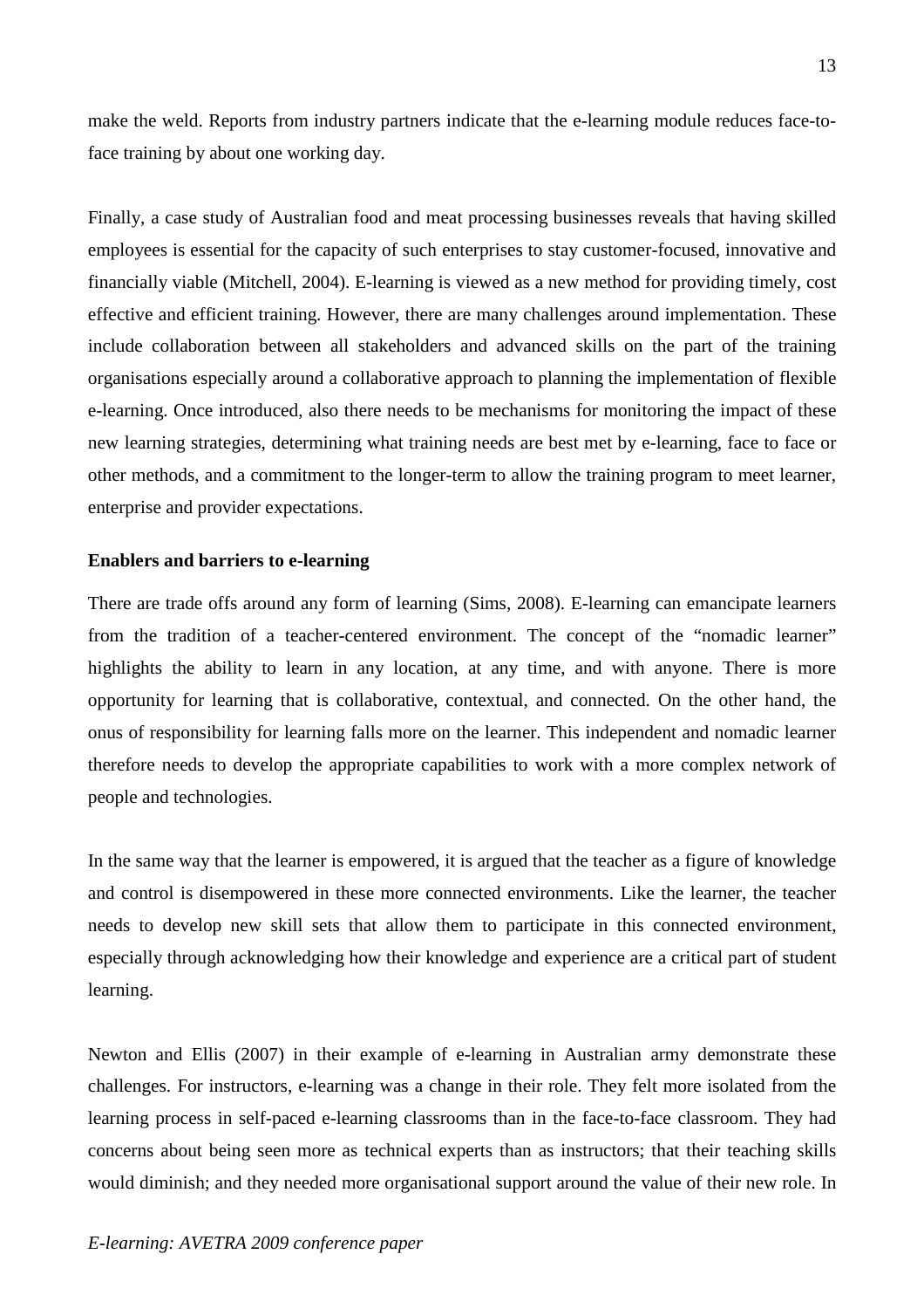make the weld. Reports from industry partners indicate that the e-learning module reduces face-to-face training by about one working day.

Finally, a case study of Australian food and meat processing businesses reveals that having skilled employees is essential for the capacity of such enterprises to stay customer-focused, innovative and financially viable (Mitchell, 2004). E-learning is viewed as a new method for providing timely, cost effective and efficient training. However, there are many challenges around implementation. These include collaboration between all stakeholders and advanced skills on the part of the training organisations especially around a collaborative approach to planning the implementation of flexible e-learning. Once introduced, also there needs to be mechanisms for monitoring the impact of these new learning strategies, determining what training needs are best met by e-learning, face to face or other methods, and a commitment to the longer-term to allow the training program to meet learner, enterprise and provider expectations.

**Enablers and barriers to e-learning**

There are trade offs around any form of learning (Sims, 2008). E-learning can emancipate learners from the tradition of a teacher-centered environment. The concept of the "nomadic learner" highlights the ability to learn in any location, at any time, and with anyone. There is more opportunity for learning that is collaborative, contextual, and connected. On the other hand, the onus of responsibility for learning falls more on the learner. This independent and nomadic learner therefore needs to develop the appropriate capabilities to work with a more complex network of people and technologies.

In the same way that the learner is empowered, it is argued that the teacher as a figure of knowledge and control is disempowered in these more connected environments. Like the learner, the teacher needs to develop new skill sets that allow them to participate in this connected environment, especially through acknowledging how their knowledge and experience are a critical part of student learning.

Newton and Ellis (2007) in their example of e-learning in Australian army demonstrate these challenges. For instructors, e-learning was a change in their role. They felt more isolated from the learning process in self-paced e-learning classrooms than in the face-to-face classroom. They had concerns about being seen more as technical experts than as instructors; that their teaching skills would diminish; and they needed more organisational support around the value of their new role. In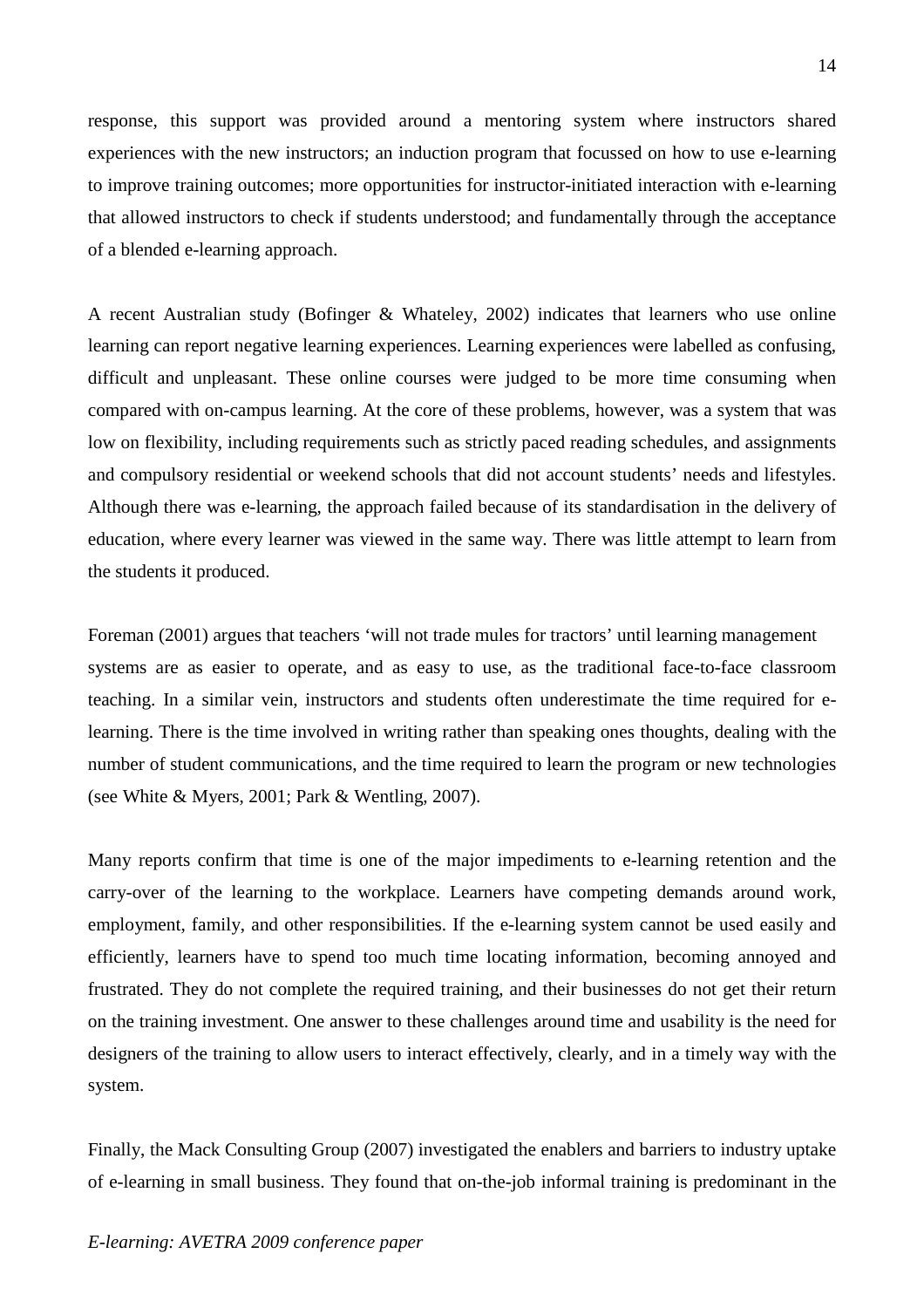response, this support was provided around a mentoring system where instructors shared experiences with the new instructors; an induction program that focussed on how to use e-learning to improve training outcomes; more opportunities for instructor-initiated interaction with e-learning that allowed instructors to check if students understood; and fundamentally through the acceptance of a blended e-learning approach.

A recent Australian study (Bofinger & Whateley, 2002) indicates that learners who use online learning can report negative learning experiences. Learning experiences were labelled as confusing, difficult and unpleasant. These online courses were judged to be more time consuming when compared with on-campus learning. At the core of these problems, however, was a system that was low on flexibility, including requirements such as strictly paced reading schedules, and assignments and compulsory residential or weekend schools that did not account students' needs and lifestyles. Although there was e-learning, the approach failed because of its standardisation in the delivery of education, where every learner was viewed in the same way. There was little attempt to learn from the students it produced.

Foreman (2001) argues that teachers 'will not trade mules for tractors' until learning management systems are as easier to operate, and as easy to use, as the traditional face-to-face classroom teaching. In a similar vein, instructors and students often underestimate the time required for e-learning. There is the time involved in writing rather than speaking ones thoughts, dealing with the number of student communications, and the time required to learn the program or new technologies (see White & Myers, 2001; Park & Wentling, 2007).

Many reports confirm that time is one of the major impediments to e-learning retention and the carry-over of the learning to the workplace. Learners have competing demands around work, employment, family, and other responsibilities. If the e-learning system cannot be used easily and efficiently, learners have to spend too much time locating information, becoming annoyed and frustrated. They do not complete the required training, and their businesses do not get their return on the training investment. One answer to these challenges around time and usability is the need for designers of the training to allow users to interact effectively, clearly, and in a timely way with the system.

Finally, the Mack Consulting Group (2007) investigated the enablers and barriers to industry uptake of e-learning in small business. They found that on-the-job informal training is predominant in the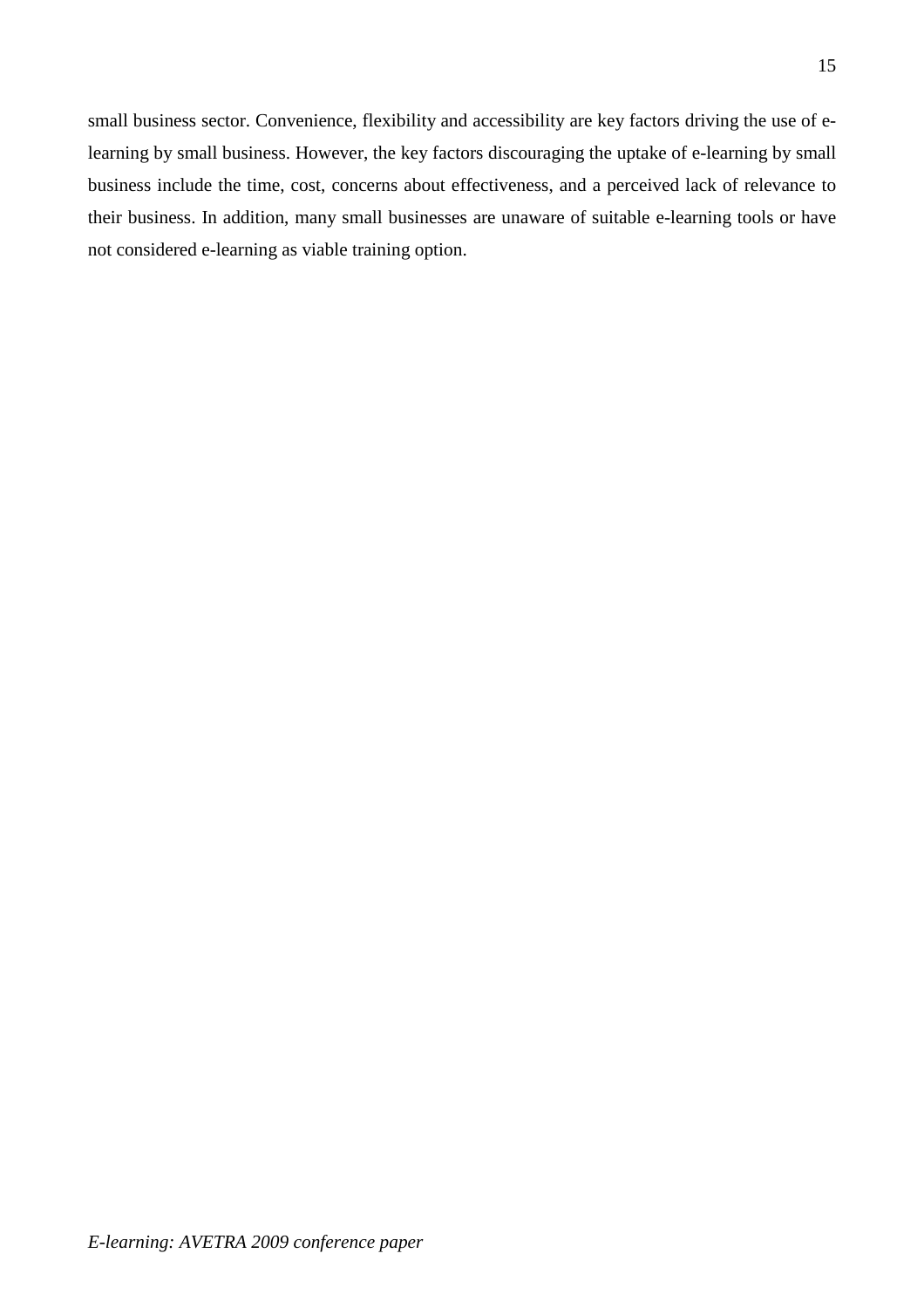small business sector. Convenience, flexibility and accessibility are key factors driving the use of e-learning by small business. However, the key factors discouraging the uptake of e-learning by small business include the time, cost, concerns about effectiveness, and a perceived lack of relevance to their business. In addition, many small businesses are unaware of suitable e-learning tools or have not considered e-learning as viable training option.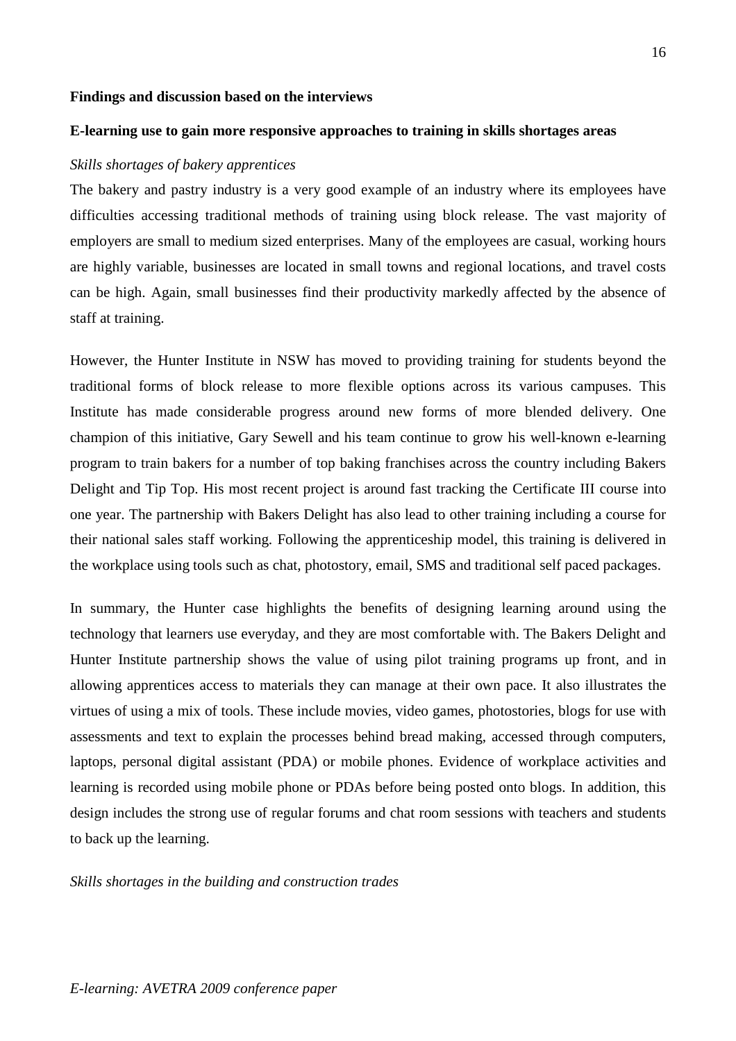**Findings and discussion based on the interviews**

**E-learning use to gain more responsive approaches to training in skills shortages areas**

*Skills shortages of bakery apprentices*

The bakery and pastry industry is a very good example of an industry where its employees have difficulties accessing traditional methods of training using block release. The vast majority of employers are small to medium sized enterprises. Many of the employees are casual, working hours are highly variable, businesses are located in small towns and regional locations, and travel costs can be high. Again, small businesses find their productivity markedly affected by the absence of staff at training.

However, the Hunter Institute in NSW has moved to providing training for students beyond the traditional forms of block release to more flexible options across its various campuses. This Institute has made considerable progress around new forms of more blended delivery. One champion of this initiative, Gary Sewell and his team continue to grow his well-known e-learning program to train bakers for a number of top baking franchises across the country including Bakers Delight and Tip Top. His most recent project is around fast tracking the Certificate III course into one year. The partnership with Bakers Delight has also lead to other training including a course for their national sales staff working. Following the apprenticeship model, this training is delivered in the workplace using tools such as chat, photostory, email, SMS and traditional self paced packages.

In summary, the Hunter case highlights the benefits of designing learning around using the technology that learners use everyday, and they are most comfortable with. The Bakers Delight and Hunter Institute partnership shows the value of using pilot training programs up front, and in allowing apprentices access to materials they can manage at their own pace. It also illustrates the virtues of using a mix of tools. These include movies, video games, photostories, blogs for use with assessments and text to explain the processes behind bread making, accessed through computers, laptops, personal digital assistant (PDA) or mobile phones. Evidence of workplace activities and learning is recorded using mobile phone or PDAs before being posted onto blogs. In addition, this design includes the strong use of regular forums and chat room sessions with teachers and students to back up the learning.

*Skills shortages in the building and construction trades*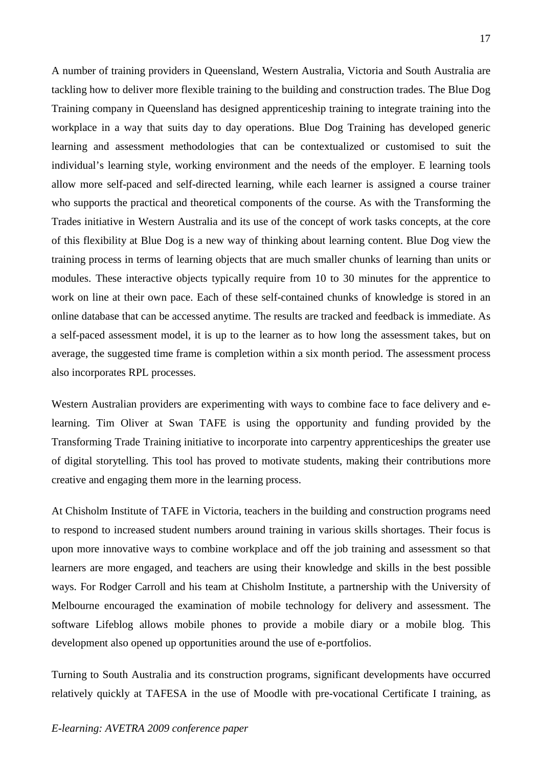A number of training providers in Queensland, Western Australia, Victoria and South Australia are tackling how to deliver more flexible training to the building and construction trades. The Blue Dog Training company in Queensland has designed apprenticeship training to integrate training into the workplace in a way that suits day to day operations. Blue Dog Training has developed generic learning and assessment methodologies that can be contextualized or customised to suit the individual's learning style, working environment and the needs of the employer. E learning tools allow more self-paced and self-directed learning, while each learner is assigned a course trainer who supports the practical and theoretical components of the course. As with the Transforming the Trades initiative in Western Australia and its use of the concept of work tasks concepts, at the core of this flexibility at Blue Dog is a new way of thinking about learning content. Blue Dog view the training process in terms of learning objects that are much smaller chunks of learning than units or modules. These interactive objects typically require from 10 to 30 minutes for the apprentice to work on line at their own pace. Each of these self-contained chunks of knowledge is stored in an online database that can be accessed anytime. The results are tracked and feedback is immediate. As a self-paced assessment model, it is up to the learner as to how long the assessment takes, but on average, the suggested time frame is completion within a six month period. The assessment process also incorporates RPL processes.

Western Australian providers are experimenting with ways to combine face to face delivery and e-learning. Tim Oliver at Swan TAFE is using the opportunity and funding provided by the Transforming Trade Training initiative to incorporate into carpentry apprenticeships the greater use of digital storytelling. This tool has proved to motivate students, making their contributions more creative and engaging them more in the learning process.

At Chisholm Institute of TAFE in Victoria, teachers in the building and construction programs need to respond to increased student numbers around training in various skills shortages. Their focus is upon more innovative ways to combine workplace and off the job training and assessment so that learners are more engaged, and teachers are using their knowledge and skills in the best possible ways. For Rodger Carroll and his team at Chisholm Institute, a partnership with the University of Melbourne encouraged the examination of mobile technology for delivery and assessment. The software Lifeblog allows mobile phones to provide a mobile diary or a mobile blog. This development also opened up opportunities around the use of e-portfolios.

Turning to South Australia and its construction programs, significant developments have occurred relatively quickly at TAFESA in the use of Moodle with pre-vocational Certificate I training, as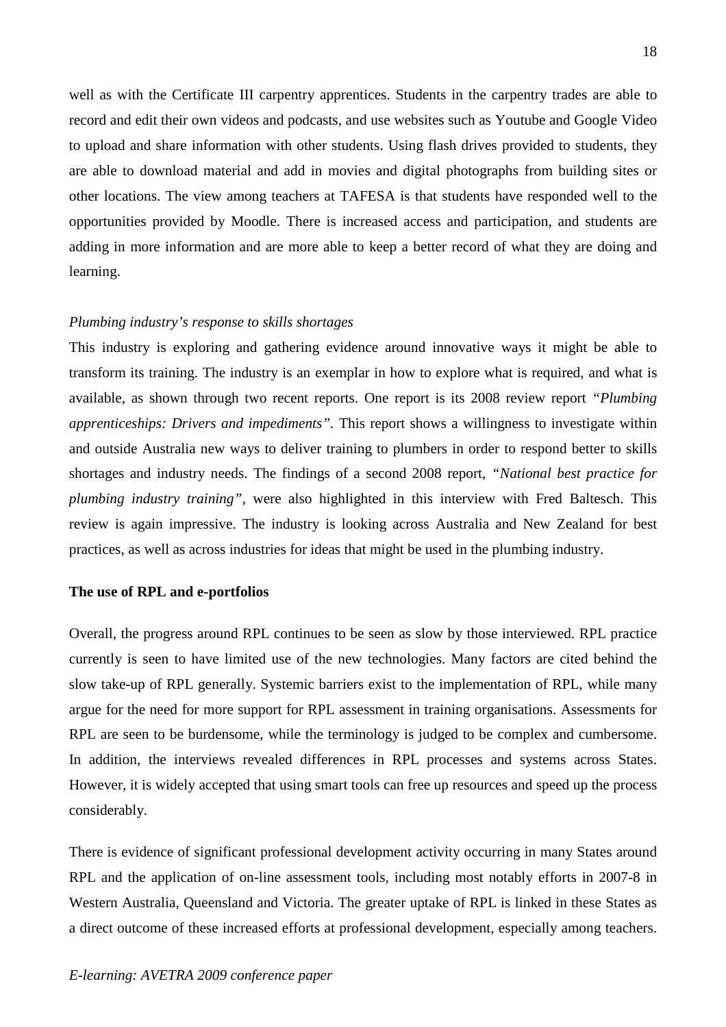well as with the Certificate III carpentry apprentices. Students in the carpentry trades are able to record and edit their own videos and podcasts, and use websites such as Youtube and Google Video to upload and share information with other students. Using flash drives provided to students, they are able to download material and add in movies and digital photographs from building sites or other locations. The view among teachers at TAFESA is that students have responded well to the opportunities provided by Moodle. There is increased access and participation, and students are adding in more information and are more able to keep a better record of what they are doing and learning.

*Plumbing industry's response to skills shortages*

This industry is exploring and gathering evidence around innovative ways it might be able to transform its training. The industry is an exemplar in how to explore what is required, and what is available, as shown through two recent reports. One report is its 2008 review report *"Plumbing apprenticeships: Drivers and impediments"*. This report shows a willingness to investigate within and outside Australia new ways to deliver training to plumbers in order to respond better to skills shortages and industry needs. The findings of a second 2008 report, *"National best practice for plumbing industry training"*, were also highlighted in this interview with Fred Baltesch. This review is again impressive. The industry is looking across Australia and New Zealand for best practices, as well as across industries for ideas that might be used in the plumbing industry.

**The use of RPL and e-portfolios**

Overall, the progress around RPL continues to be seen as slow by those interviewed. RPL practice currently is seen to have limited use of the new technologies. Many factors are cited behind the slow take-up of RPL generally. Systemic barriers exist to the implementation of RPL, while many argue for the need for more support for RPL assessment in training organisations. Assessments for RPL are seen to be burdensome, while the terminology is judged to be complex and cumbersome. In addition, the interviews revealed differences in RPL processes and systems across States. However, it is widely accepted that using smart tools can free up resources and speed up the process considerably.

There is evidence of significant professional development activity occurring in many States around RPL and the application of on-line assessment tools, including most notably efforts in 2007-8 in Western Australia, Queensland and Victoria. The greater uptake of RPL is linked in these States as a direct outcome of these increased efforts at professional development, especially among teachers.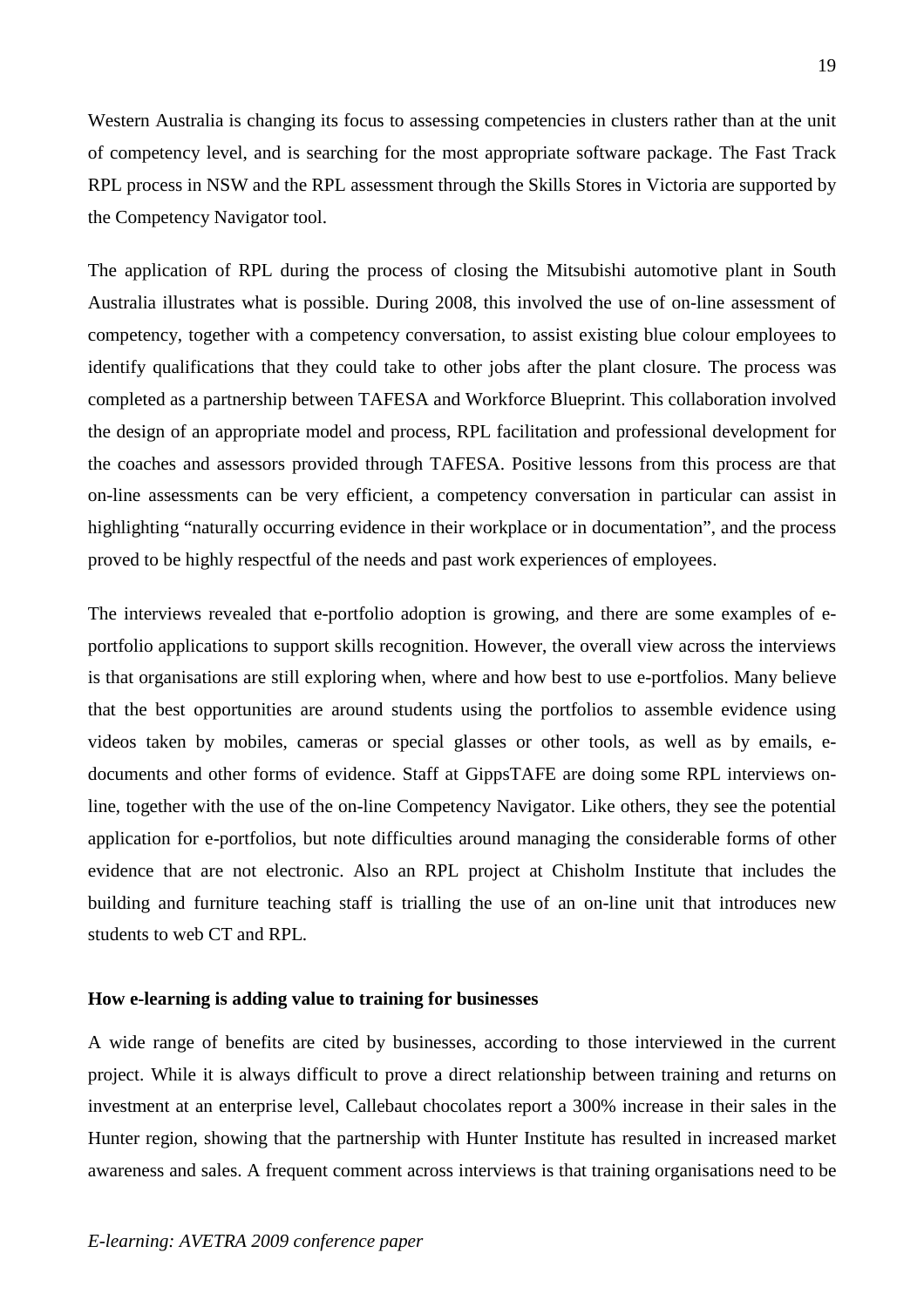Western Australia is changing its focus to assessing competencies in clusters rather than at the unit of competency level, and is searching for the most appropriate software package. The Fast Track RPL process in NSW and the RPL assessment through the Skills Stores in Victoria are supported by the Competency Navigator tool.

The application of RPL during the process of closing the Mitsubishi automotive plant in South Australia illustrates what is possible. During 2008, this involved the use of on-line assessment of competency, together with a competency conversation, to assist existing blue colour employees to identify qualifications that they could take to other jobs after the plant closure. The process was completed as a partnership between TAFESA and Workforce Blueprint. This collaboration involved the design of an appropriate model and process, RPL facilitation and professional development for the coaches and assessors provided through TAFESA. Positive lessons from this process are that on-line assessments can be very efficient, a competency conversation in particular can assist in highlighting "naturally occurring evidence in their workplace or in documentation", and the process proved to be highly respectful of the needs and past work experiences of employees.

The interviews revealed that e-portfolio adoption is growing, and there are some examples of e-portfolio applications to support skills recognition. However, the overall view across the interviews is that organisations are still exploring when, where and how best to use e-portfolios. Many believe that the best opportunities are around students using the portfolios to assemble evidence using videos taken by mobiles, cameras or special glasses or other tools, as well as by emails, e-documents and other forms of evidence. Staff at GippsTAFE are doing some RPL interviews on-line, together with the use of the on-line Competency Navigator. Like others, they see the potential application for e-portfolios, but note difficulties around managing the considerable forms of other evidence that are not electronic. Also an RPL project at Chisholm Institute that includes the building and furniture teaching staff is trialling the use of an on-line unit that introduces new students to web CT and RPL.

**How e-learning is adding value to training for businesses**

A wide range of benefits are cited by businesses, according to those interviewed in the current project. While it is always difficult to prove a direct relationship between training and returns on investment at an enterprise level, Callebaut chocolates report a 300% increase in their sales in the Hunter region, showing that the partnership with Hunter Institute has resulted in increased market awareness and sales. A frequent comment across interviews is that training organisations need to be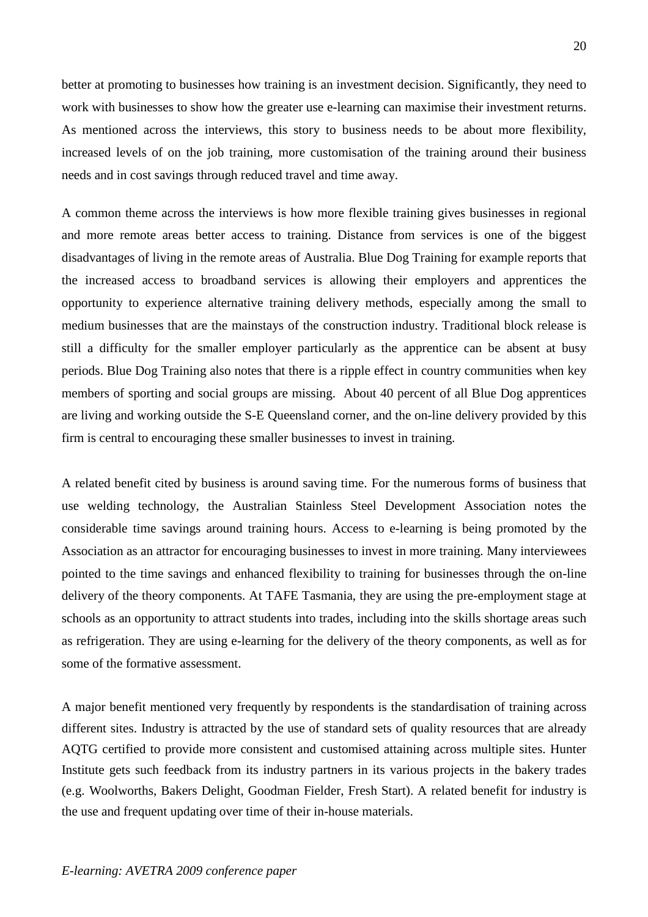better at promoting to businesses how training is an investment decision. Significantly, they need to work with businesses to show how the greater use e-learning can maximise their investment returns. As mentioned across the interviews, this story to business needs to be about more flexibility, increased levels of on the job training, more customisation of the training around their business needs and in cost savings through reduced travel and time away.

A common theme across the interviews is how more flexible training gives businesses in regional and more remote areas better access to training. Distance from services is one of the biggest disadvantages of living in the remote areas of Australia. Blue Dog Training for example reports that the increased access to broadband services is allowing their employers and apprentices the opportunity to experience alternative training delivery methods, especially among the small to medium businesses that are the mainstays of the construction industry. Traditional block release is still a difficulty for the smaller employer particularly as the apprentice can be absent at busy periods. Blue Dog Training also notes that there is a ripple effect in country communities when key members of sporting and social groups are missing. About 40 percent of all Blue Dog apprentices are living and working outside the S-E Queensland corner, and the on-line delivery provided by this firm is central to encouraging these smaller businesses to invest in training.

A related benefit cited by business is around saving time. For the numerous forms of business that use welding technology, the Australian Stainless Steel Development Association notes the considerable time savings around training hours. Access to e-learning is being promoted by the Association as an attractor for encouraging businesses to invest in more training. Many interviewees pointed to the time savings and enhanced flexibility to training for businesses through the on-line delivery of the theory components. At TAFE Tasmania, they are using the pre-employment stage at schools as an opportunity to attract students into trades, including into the skills shortage areas such as refrigeration. They are using e-learning for the delivery of the theory components, as well as for some of the formative assessment.

A major benefit mentioned very frequently by respondents is the standardisation of training across different sites. Industry is attracted by the use of standard sets of quality resources that are already AQTG certified to provide more consistent and customised attaining across multiple sites. Hunter Institute gets such feedback from its industry partners in its various projects in the bakery trades (e.g. Woolworths, Bakers Delight, Goodman Fielder, Fresh Start). A related benefit for industry is the use and frequent updating over time of their in-house materials.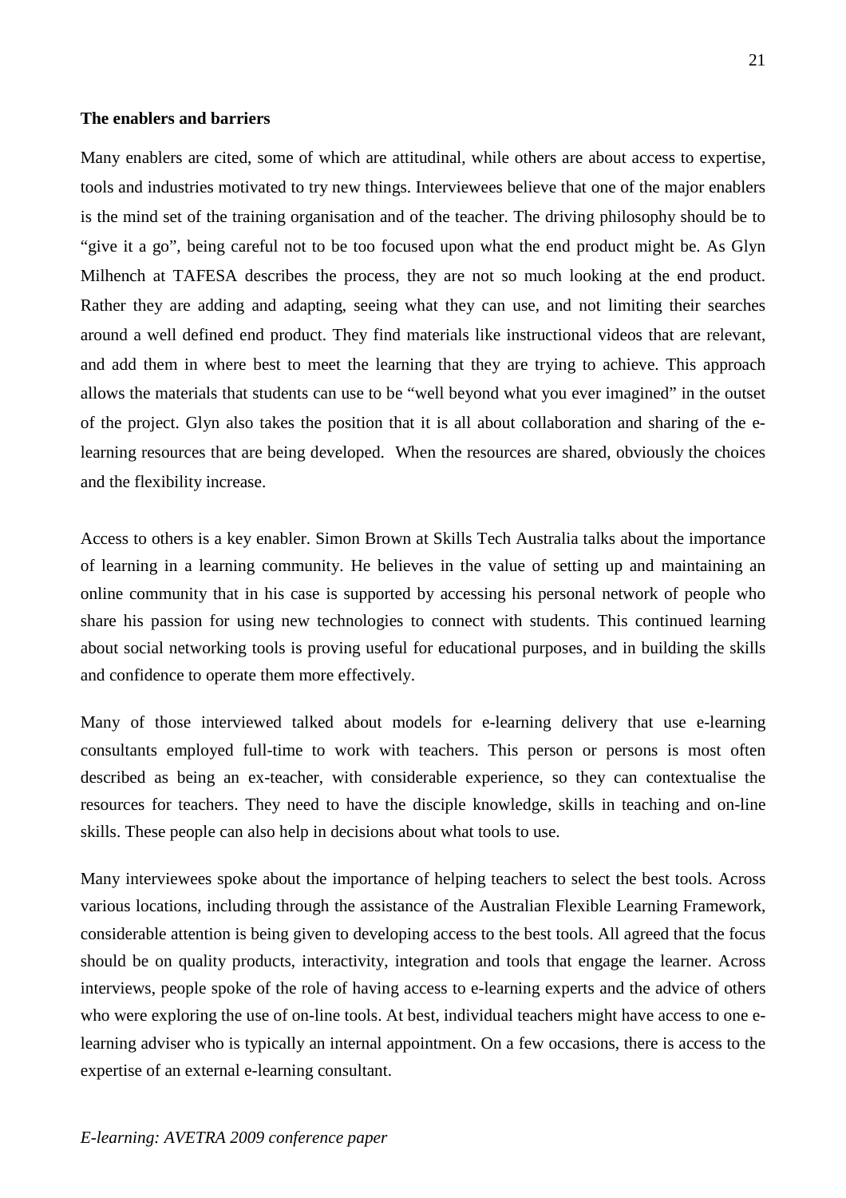**The enablers and barriers**

Many enablers are cited, some of which are attitudinal, while others are about access to expertise, tools and industries motivated to try new things. Interviewees believe that one of the major enablers is the mind set of the training organisation and of the teacher. The driving philosophy should be to "give it a go", being careful not to be too focused upon what the end product might be. As Glyn Milhench at TAFESA describes the process, they are not so much looking at the end product. Rather they are adding and adapting, seeing what they can use, and not limiting their searches around a well defined end product. They find materials like instructional videos that are relevant, and add them in where best to meet the learning that they are trying to achieve. This approach allows the materials that students can use to be "well beyond what you ever imagined" in the outset of the project. Glyn also takes the position that it is all about collaboration and sharing of the e-learning resources that are being developed. When the resources are shared, obviously the choices and the flexibility increase.

Access to others is a key enabler. Simon Brown at Skills Tech Australia talks about the importance of learning in a learning community. He believes in the value of setting up and maintaining an online community that in his case is supported by accessing his personal network of people who share his passion for using new technologies to connect with students. This continued learning about social networking tools is proving useful for educational purposes, and in building the skills and confidence to operate them more effectively.

Many of those interviewed talked about models for e-learning delivery that use e-learning consultants employed full-time to work with teachers. This person or persons is most often described as being an ex-teacher, with considerable experience, so they can contextualise the resources for teachers. They need to have the disciple knowledge, skills in teaching and on-line skills. These people can also help in decisions about what tools to use.

Many interviewees spoke about the importance of helping teachers to select the best tools. Across various locations, including through the assistance of the Australian Flexible Learning Framework, considerable attention is being given to developing access to the best tools. All agreed that the focus should be on quality products, interactivity, integration and tools that engage the learner. Across interviews, people spoke of the role of having access to e-learning experts and the advice of others who were exploring the use of on-line tools. At best, individual teachers might have access to one e-learning adviser who is typically an internal appointment. On a few occasions, there is access to the expertise of an external e-learning consultant.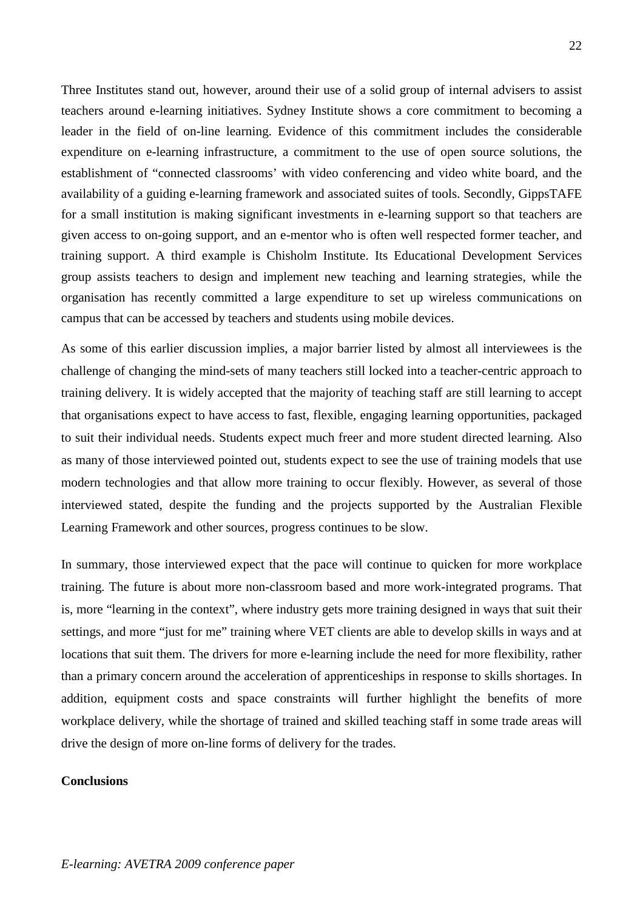Three Institutes stand out, however, around their use of a solid group of internal advisers to assist teachers around e-learning initiatives. Sydney Institute shows a core commitment to becoming a leader in the field of on-line learning. Evidence of this commitment includes the considerable expenditure on e-learning infrastructure, a commitment to the use of open source solutions, the establishment of "connected classrooms' with video conferencing and video white board, and the availability of a guiding e-learning framework and associated suites of tools. Secondly, GippsTAFE for a small institution is making significant investments in e-learning support so that teachers are given access to on-going support, and an e-mentor who is often well respected former teacher, and training support. A third example is Chisholm Institute. Its Educational Development Services group assists teachers to design and implement new teaching and learning strategies, while the organisation has recently committed a large expenditure to set up wireless communications on campus that can be accessed by teachers and students using mobile devices.

As some of this earlier discussion implies, a major barrier listed by almost all interviewees is the challenge of changing the mind-sets of many teachers still locked into a teacher-centric approach to training delivery. It is widely accepted that the majority of teaching staff are still learning to accept that organisations expect to have access to fast, flexible, engaging learning opportunities, packaged to suit their individual needs. Students expect much freer and more student directed learning. Also as many of those interviewed pointed out, students expect to see the use of training models that use modern technologies and that allow more training to occur flexibly. However, as several of those interviewed stated, despite the funding and the projects supported by the Australian Flexible Learning Framework and other sources, progress continues to be slow.

In summary, those interviewed expect that the pace will continue to quicken for more workplace training. The future is about more non-classroom based and more work-integrated programs. That is, more "learning in the context", where industry gets more training designed in ways that suit their settings, and more "just for me" training where VET clients are able to develop skills in ways and at locations that suit them. The drivers for more e-learning include the need for more flexibility, rather than a primary concern around the acceleration of apprenticeships in response to skills shortages. In addition, equipment costs and space constraints will further highlight the benefits of more workplace delivery, while the shortage of trained and skilled teaching staff in some trade areas will drive the design of more on-line forms of delivery for the trades.

**Conclusions**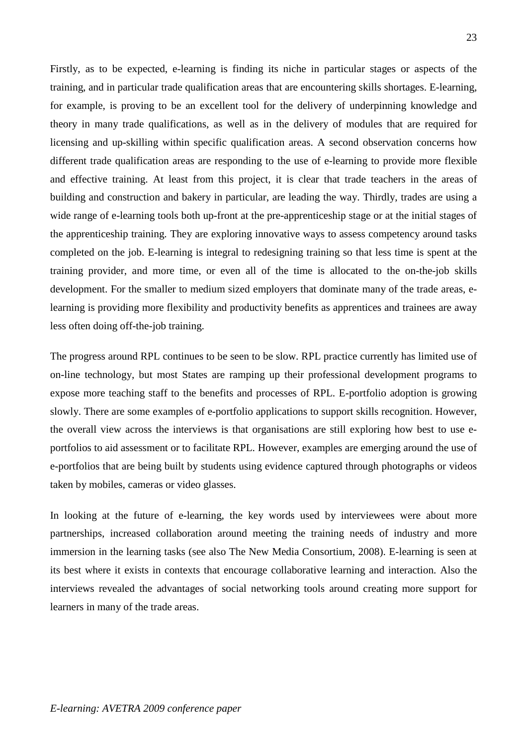Firstly, as to be expected, e-learning is finding its niche in particular stages or aspects of the training, and in particular trade qualification areas that are encountering skills shortages. E-learning, for example, is proving to be an excellent tool for the delivery of underpinning knowledge and theory in many trade qualifications, as well as in the delivery of modules that are required for licensing and up-skilling within specific qualification areas. A second observation concerns how different trade qualification areas are responding to the use of e-learning to provide more flexible and effective training. At least from this project, it is clear that trade teachers in the areas of building and construction and bakery in particular, are leading the way. Thirdly, trades are using a wide range of e-learning tools both up-front at the pre-apprenticeship stage or at the initial stages of the apprenticeship training. They are exploring innovative ways to assess competency around tasks completed on the job. E-learning is integral to redesigning training so that less time is spent at the training provider, and more time, or even all of the time is allocated to the on-the-job skills development. For the smaller to medium sized employers that dominate many of the trade areas, e-learning is providing more flexibility and productivity benefits as apprentices and trainees are away less often doing off-the-job training.

The progress around RPL continues to be seen to be slow. RPL practice currently has limited use of on-line technology, but most States are ramping up their professional development programs to expose more teaching staff to the benefits and processes of RPL. E-portfolio adoption is growing slowly. There are some examples of e-portfolio applications to support skills recognition. However, the overall view across the interviews is that organisations are still exploring how best to use e-portfolios to aid assessment or to facilitate RPL. However, examples are emerging around the use of e-portfolios that are being built by students using evidence captured through photographs or videos taken by mobiles, cameras or video glasses.

In looking at the future of e-learning, the key words used by interviewees were about more partnerships, increased collaboration around meeting the training needs of industry and more immersion in the learning tasks (see also The New Media Consortium, 2008). E-learning is seen at its best where it exists in contexts that encourage collaborative learning and interaction. Also the interviews revealed the advantages of social networking tools around creating more support for learners in many of the trade areas.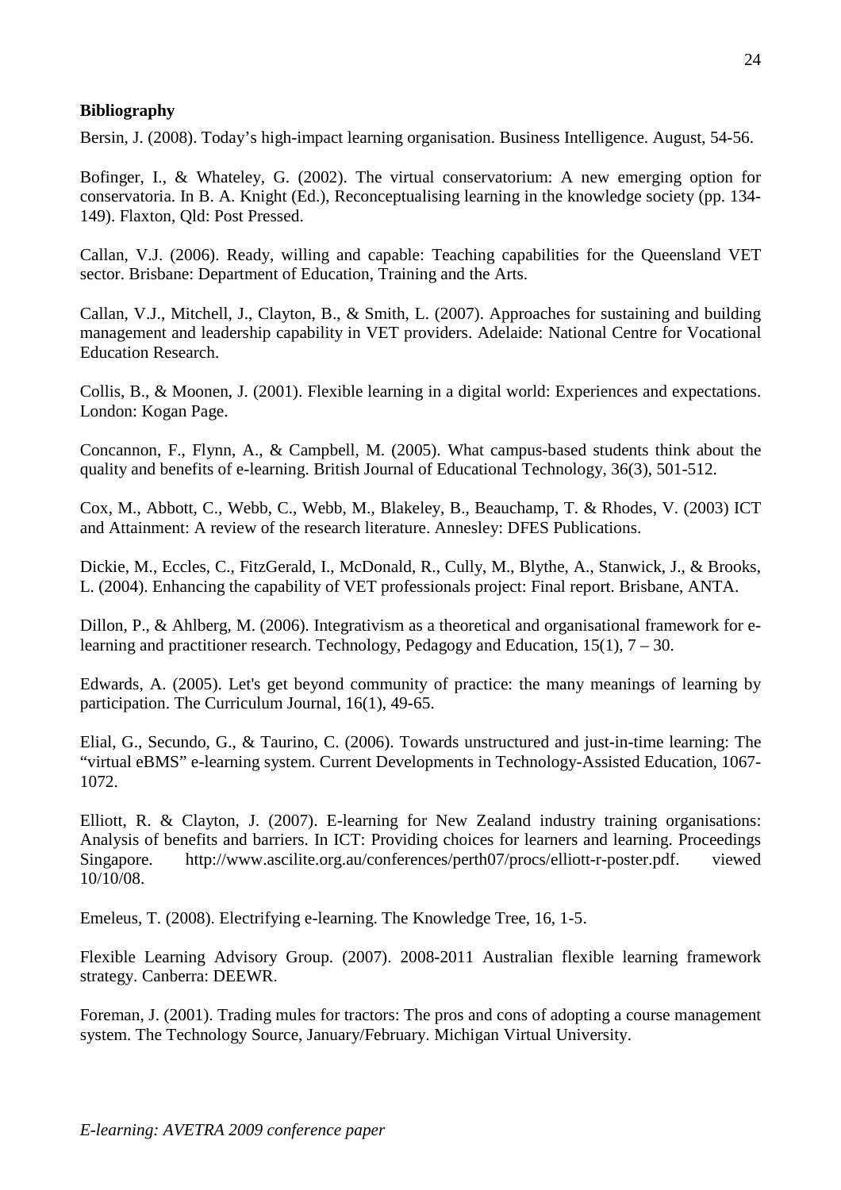**Bibliography**

Bersin, J. (2008). Today's high-impact learning organisation. Business Intelligence. August, 54-56.

Bofinger, I., & Whateley, G. (2002). The virtual conservatorium: A new emerging option for conservatoria. In B. A. Knight (Ed.), Reconceptualising learning in the knowledge society (pp. 134-149). Flaxton, Qld: Post Pressed.

Callan, V.J. (2006). Ready, willing and capable: Teaching capabilities for the Queensland VET sector. Brisbane: Department of Education, Training and the Arts.

Callan, V.J., Mitchell, J., Clayton, B., & Smith, L. (2007). Approaches for sustaining and building management and leadership capability in VET providers. Adelaide: National Centre for Vocational Education Research.

Collis, B., & Moonen, J. (2001). Flexible learning in a digital world: Experiences and expectations. London: Kogan Page.

Concannon, F., Flynn, A., & Campbell, M. (2005). What campus-based students think about the quality and benefits of e-learning. British Journal of Educational Technology, 36(3), 501-512.

Cox, M., Abbott, C., Webb, C., Webb, M., Blakeley, B., Beauchamp, T. & Rhodes, V. (2003) ICT and Attainment: A review of the research literature. Annesley: DFES Publications.

Dickie, M., Eccles, C., FitzGerald, I., McDonald, R., Cully, M., Blythe, A., Stanwick, J., & Brooks, L. (2004). Enhancing the capability of VET professionals project: Final report. Brisbane, ANTA.

Dillon, P., & Ahlberg, M. (2006). Integrativism as a theoretical and organisational framework for e-learning and practitioner research. Technology, Pedagogy and Education, 15(1), 7 – 30.

Edwards, A. (2005). Let's get beyond community of practice: the many meanings of learning by participation. The Curriculum Journal, 16(1), 49-65.

Elial, G., Secundo, G., & Taurino, C. (2006). Towards unstructured and just-in-time learning: The "virtual eBMS" e-learning system. Current Developments in Technology-Assisted Education, 1067-1072.

Elliott, R. & Clayton, J. (2007). E-learning for New Zealand industry training organisations: Analysis of benefits and barriers. In ICT: Providing choices for learners and learning. Proceedings Singapore. http://www.ascilite.org.au/conferences/perth07/procs/elliott-r-poster.pdf. viewed 10/10/08.

Emeleus, T. (2008). Electrifying e-learning. The Knowledge Tree, 16, 1-5.

Flexible Learning Advisory Group. (2007). 2008-2011 Australian flexible learning framework strategy. Canberra: DEEWR.

Foreman, J. (2001). Trading mules for tractors: The pros and cons of adopting a course management system. The Technology Source, January/February. Michigan Virtual University.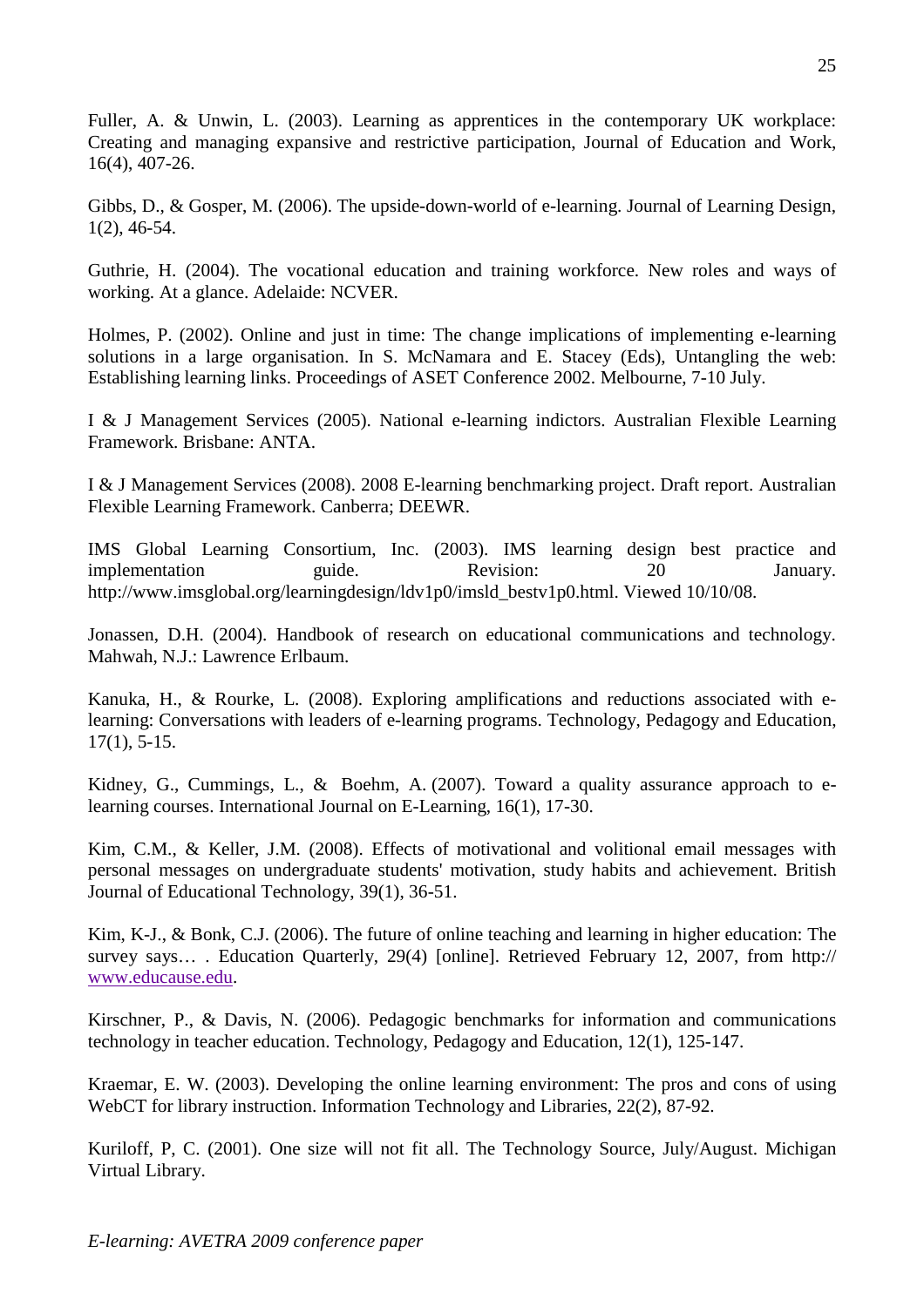Fuller, A. & Unwin, L. (2003). Learning as apprentices in the contemporary UK workplace: Creating and managing expansive and restrictive participation, Journal of Education and Work, 16(4), 407-26.

Gibbs, D., & Gosper, M. (2006). The upside-down-world of e-learning. Journal of Learning Design, 1(2), 46-54.

Guthrie, H. (2004). The vocational education and training workforce. New roles and ways of working. At a glance. Adelaide: NCVER.

Holmes, P. (2002). Online and just in time: The change implications of implementing e-learning solutions in a large organisation. In S. McNamara and E. Stacey (Eds), Untangling the web: Establishing learning links. Proceedings of ASET Conference 2002. Melbourne, 7-10 July.

I & J Management Services (2005). National e-learning indictors. Australian Flexible Learning Framework. Brisbane: ANTA.

I & J Management Services (2008). 2008 E-learning benchmarking project. Draft report. Australian Flexible Learning Framework. Canberra; DEEWR.

IMS Global Learning Consortium, Inc. (2003). IMS learning design best practice and implementation guide. Revision: 20 January. http://www.imsglobal.org/learningdesign/ldv1p0/imsld_bestv1p0.html. Viewed 10/10/08.

Jonassen, D.H. (2004). Handbook of research on educational communications and technology. Mahwah, N.J.: Lawrence Erlbaum.

Kanuka, H., & Rourke, L. (2008). Exploring amplifications and reductions associated with e-learning: Conversations with leaders of e-learning programs. Technology, Pedagogy and Education, 17(1), 5-15.

Kidney, G., Cummings, L., & Boehm, A. (2007). Toward a quality assurance approach to e-learning courses. International Journal on E-Learning, 16(1), 17-30.

Kim, C.M., & Keller, J.M. (2008). Effects of motivational and volitional email messages with personal messages on undergraduate students' motivation, study habits and achievement. British Journal of Educational Technology, 39(1), 36-51.

Kim, K-J., & Bonk, C.J. (2006). The future of online teaching and learning in higher education: The survey says… . Education Quarterly, 29(4) [online]. Retrieved February 12, 2007, from http:// www.educause.edu.

Kirschner, P., & Davis, N. (2006). Pedagogic benchmarks for information and communications technology in teacher education. Technology, Pedagogy and Education, 12(1), 125-147.

Kraemar, E. W. (2003). Developing the online learning environment: The pros and cons of using WebCT for library instruction. Information Technology and Libraries, 22(2), 87-92.

Kuriloff, P, C. (2001). One size will not fit all. The Technology Source, July/August. Michigan Virtual Library.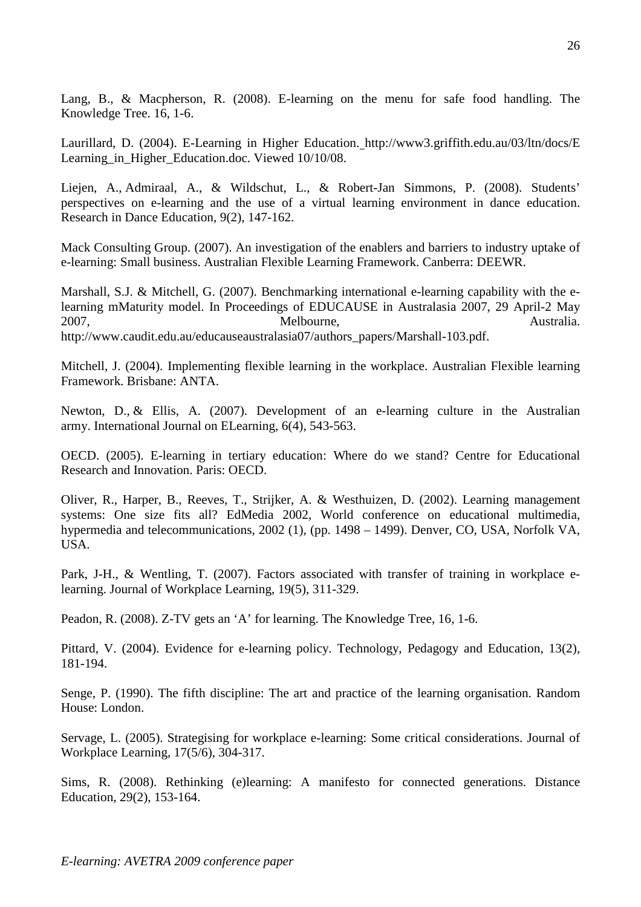Lang, B., & Macpherson, R. (2008). E-learning on the menu for safe food handling. The Knowledge Tree. 16, 1-6.

Laurillard, D. (2004). E-Learning in Higher Education. http://www3.griffith.edu.au/03/ltn/docs/ELearning_in_Higher_Education.doc. Viewed 10/10/08.

Liejen, A., Admiraal, A., & Wildschut, L., & Robert-Jan Simmons, P. (2008). Students' perspectives on e-learning and the use of a virtual learning environment in dance education. Research in Dance Education, 9(2), 147-162.

Mack Consulting Group. (2007). An investigation of the enablers and barriers to industry uptake of e-learning: Small business. Australian Flexible Learning Framework. Canberra: DEEWR.

Marshall, S.J. & Mitchell, G. (2007). Benchmarking international e-learning capability with the e-learning mMaturity model. In Proceedings of EDUCAUSE in Australasia 2007, 29 April-2 May 2007, Melbourne, Australia. http://www.caudit.edu.au/educauseaustralasia07/authors_papers/Marshall-103.pdf.

Mitchell, J. (2004). Implementing flexible learning in the workplace. Australian Flexible learning Framework. Brisbane: ANTA.

Newton, D., & Ellis, A. (2007). Development of an e-learning culture in the Australian army. International Journal on ELearning, 6(4), 543-563.

OECD. (2005). E-learning in tertiary education: Where do we stand? Centre for Educational Research and Innovation. Paris: OECD.

Oliver, R., Harper, B., Reeves, T., Strijker, A. & Westhuizen, D. (2002). Learning management systems: One size fits all? EdMedia 2002, World conference on educational multimedia, hypermedia and telecommunications, 2002 (1), (pp. 1498 – 1499). Denver, CO, USA, Norfolk VA, USA.

Park, J-H., & Wentling, T. (2007). Factors associated with transfer of training in workplace e-learning. Journal of Workplace Learning, 19(5), 311-329.

Peadon, R. (2008). Z-TV gets an 'A' for learning. The Knowledge Tree, 16, 1-6.

Pittard, V. (2004). Evidence for e-learning policy. Technology, Pedagogy and Education, 13(2), 181-194.

Senge, P. (1990). The fifth discipline: The art and practice of the learning organisation. Random House: London.

Servage, L. (2005). Strategising for workplace e-learning: Some critical considerations. Journal of Workplace Learning, 17(5/6), 304-317.

Sims, R. (2008). Rethinking (e)learning: A manifesto for connected generations. Distance Education, 29(2), 153-164.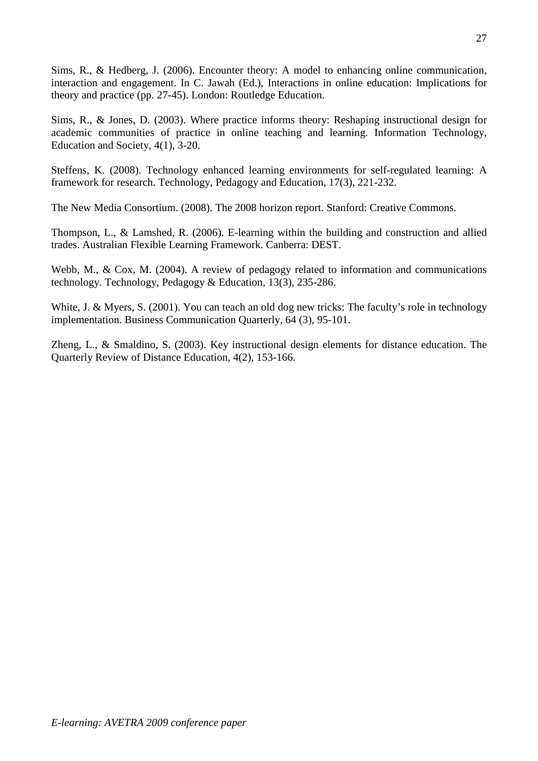Sims, R., & Hedberg, J. (2006). Encounter theory: A model to enhancing online communication, interaction and engagement. In C. Jawah (Ed.), Interactions in online education: Implications for theory and practice (pp. 27-45). London: Routledge Education.

Sims, R., & Jones, D. (2003). Where practice informs theory: Reshaping instructional design for academic communities of practice in online teaching and learning. Information Technology, Education and Society, 4(1), 3-20.

Steffens, K. (2008). Technology enhanced learning environments for self-regulated learning: A framework for research. Technology, Pedagogy and Education, 17(3), 221-232.

The New Media Consortium. (2008). The 2008 horizon report. Stanford: Creative Commons.

Thompson, L., & Lamshed, R. (2006). E-learning within the building and construction and allied trades. Australian Flexible Learning Framework. Canberra: DEST.

Webb, M., & Cox, M. (2004). A review of pedagogy related to information and communications technology. Technology, Pedagogy & Education, 13(3), 235-286.

White, J. & Myers, S. (2001). You can teach an old dog new tricks: The faculty's role in technology implementation. Business Communication Quarterly, 64 (3), 95-101.

Zheng, L., & Smaldino, S. (2003). Key instructional design elements for distance education. The Quarterly Review of Distance Education, 4(2), 153-166.